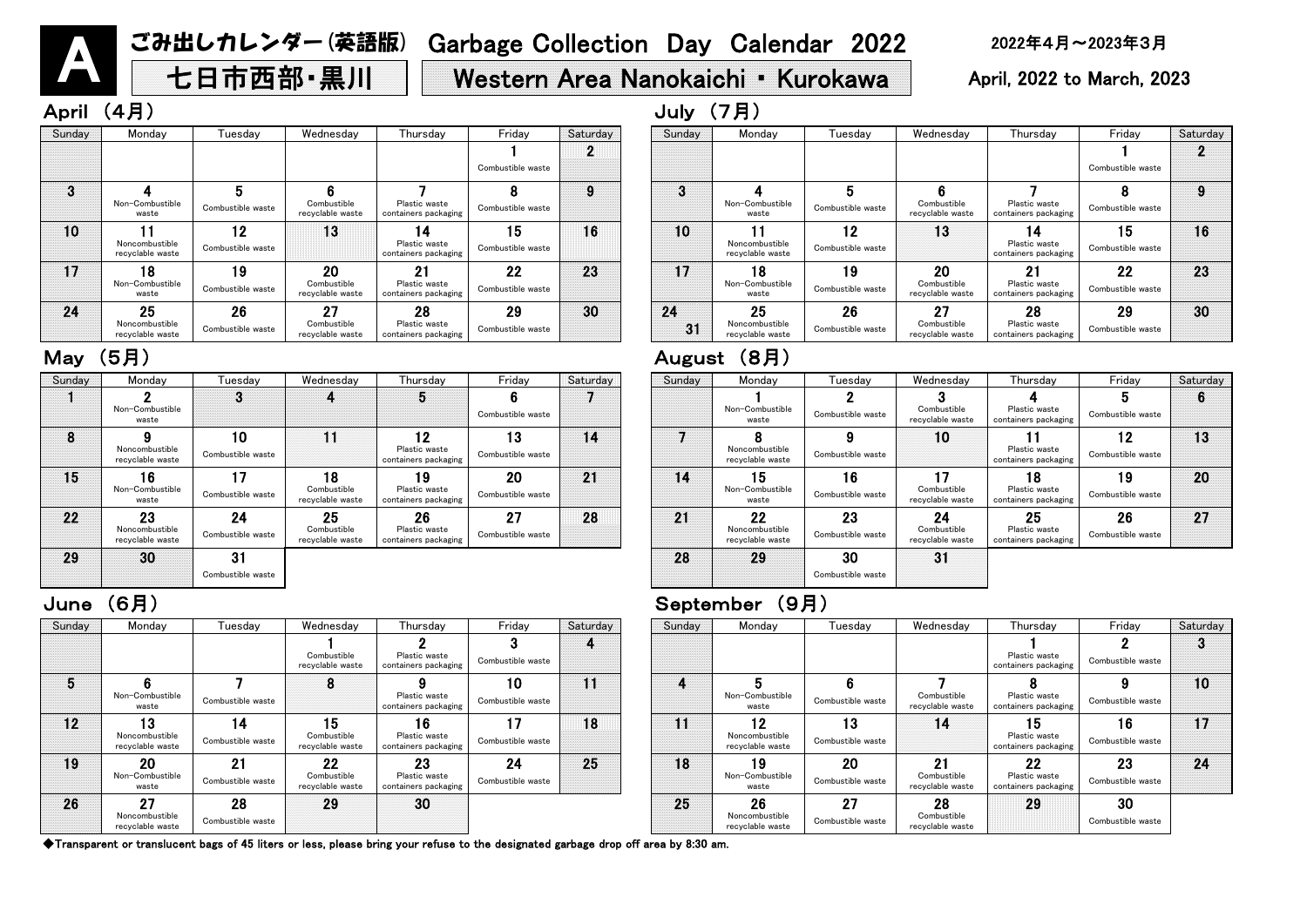# A ごみ出しカレンダー(英語版) Garbage Collection Day Calendar 2022

## 七日市西部・黒川 Western Area Nanokaichi ・ Kurokawa

2022年4月～2023年3月

April, 2022 to March, 2023

### April （4月）

| Sunday | Monday | Tuesday | Wednesday | Thursday | Friday | Saturday |
|---|---|---|---|---|---|---|
| | | | | | 1 Combustible waste | 2 |
| 3 | 4 Non-Combustible waste | 5 Combustible waste | 6 Combustible recyclable waste | 7 Plastic waste containers packaging | 8 Combustible waste | 9 |
| 10 | 11 Noncombustible recyclable waste | 12 Combustible waste | 13 | 14 Plastic waste containers packaging | 15 Combustible waste | 16 |
| 17 | 18 Non-Combustible waste | 19 Combustible waste | 20 Combustible recyclable waste | 21 Plastic waste containers packaging | 22 Combustible waste | 23 |
| 24 | 25 Noncombustible recyclable waste | 26 Combustible waste | 27 Combustible recyclable waste | 28 Plastic waste containers packaging | 29 Combustible waste | 30 |

### May （5月）

| Sunday | Monday | Tuesday | Wednesday | Thursday | Friday | Saturday |
|---|---|---|---|---|---|---|
| 1 | 2 Non-Combustible waste | 3 | 4 | 5 | 6 Combustible waste | 7 |
| 8 | 9 Noncombustible recyclable waste | 10 Combustible waste | 11 | 12 Plastic waste containers packaging | 13 Combustible waste | 14 |
| 15 | 16 Non-Combustible waste | 17 Combustible waste | 18 Combustible recyclable waste | 19 Plastic waste containers packaging | 20 Combustible waste | 21 |
| 22 | 23 Noncombustible recyclable waste | 24 Combustible waste | 25 Combustible recyclable waste | 26 Plastic waste containers packaging | 27 Combustible waste | 28 |
| 29 | 30 | 31 Combustible waste | | | | |

### June （6月）

| Sunday | Monday | Tuesday | Wednesday | Thursday | Friday | Saturday |
|---|---|---|---|---|---|---|
| | | | 1 Combustible recyclable waste | 2 Plastic waste containers packaging | 3 Combustible waste | 4 |
| 5 | 6 Non-Combustible waste | 7 Combustible waste | 8 | 9 Plastic waste containers packaging | 10 Combustible waste | 11 |
| 12 | 13 Noncombustible recyclable waste | 14 Combustible waste | 15 Combustible recyclable waste | 16 Plastic waste containers packaging | 17 Combustible waste | 18 |
| 19 | 20 Non-Combustible waste | 21 Combustible waste | 22 Combustible recyclable waste | 23 Plastic waste containers packaging | 24 Combustible waste | 25 |
| 26 | 27 Noncombustible recyclable waste | 28 Combustible waste | 29 | 30 | | |

### July （7月）

| Sunday | Monday | Tuesday | Wednesday | Thursday | Friday | Saturday |
|---|---|---|---|---|---|---|
| | | | | | 1 Combustible waste | 2 |
| 3 | 4 Non-Combustible waste | 5 Combustible waste | 6 Combustible recyclable waste | 7 Plastic waste containers packaging | 8 Combustible waste | 9 |
| 10 | 11 Noncombustible recyclable waste | 12 Combustible waste | 13 | 14 Plastic waste containers packaging | 15 Combustible waste | 16 |
| 17 | 18 Non-Combustible waste | 19 Combustible waste | 20 Combustible recyclable waste | 21 Plastic waste containers packaging | 22 Combustible waste | 23 |
| 24 / 31 | 25 Noncombustible recyclable waste | 26 Combustible waste | 27 Combustible recyclable waste | 28 Plastic waste containers packaging | 29 Combustible waste | 30 |

### August （8月）

| Sunday | Monday | Tuesday | Wednesday | Thursday | Friday | Saturday |
|---|---|---|---|---|---|---|
| | 1 Non-Combustible waste | 2 Combustible waste | 3 Combustible recyclable waste | 4 Plastic waste containers packaging | 5 Combustible waste | 6 |
| 7 | 8 Noncombustible recyclable waste | 9 Combustible waste | 10 | 11 Plastic waste containers packaging | 12 Combustible waste | 13 |
| 14 | 15 Non-Combustible waste | 16 Combustible waste | 17 Combustible recyclable waste | 18 Plastic waste containers packaging | 19 Combustible waste | 20 |
| 21 | 22 Noncombustible recyclable waste | 23 Combustible waste | 24 Combustible recyclable waste | 25 Plastic waste containers packaging | 26 Combustible waste | 27 |
| 28 | 29 | 30 Combustible waste | 31 | | | |

### September （9月）

| Sunday | Monday | Tuesday | Wednesday | Thursday | Friday | Saturday |
|---|---|---|---|---|---|---|
| | | | | 1 Plastic waste containers packaging | 2 Combustible waste | 3 |
| 4 | 5 Non-Combustible waste | 6 Combustible waste | 7 Combustible recyclable waste | 8 Plastic waste containers packaging | 9 Combustible waste | 10 |
| 11 | 12 Noncombustible recyclable waste | 13 Combustible waste | 14 | 15 Plastic waste containers packaging | 16 Combustible waste | 17 |
| 18 | 19 Non-Combustible waste | 20 Combustible waste | 21 Combustible recyclable waste | 22 Plastic waste containers packaging | 23 Combustible waste | 24 |
| 25 | 26 Noncombustible recyclable waste | 27 Combustible waste | 28 Combustible recyclable waste | 29 | 30 Combustible waste | |

◆Transparent or translucent bags of 45 liters or less, please bring your refuse to the designated garbage drop off area by 8:30 am.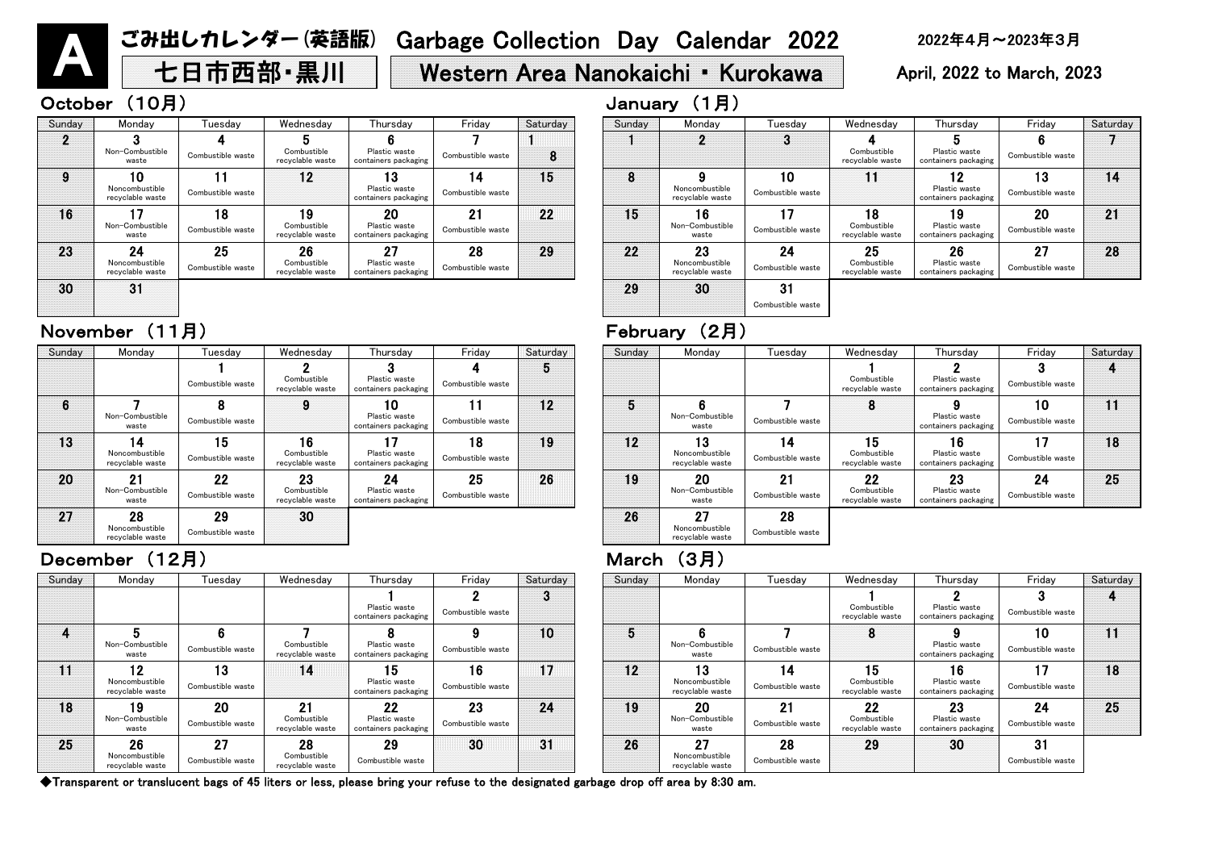# A ごみ出しカレンダー(英語版) Garbage Collection Day Calendar 2022

## 七日市西部・黒川 Western Area Nanokaichi ・ Kurokawa

2022年4月～2023年3月

April, 2022 to March, 2023

### October （10月）

| Sunday | Monday | Tuesday | Wednesday | Thursday | Friday | Saturday |
|---|---|---|---|---|---|---|
| | | | | | | 1 |
| 2 | 3 Non-Combustible waste | 4 Combustible waste | 5 Combustible recyclable waste | 6 Plastic waste containers packaging | 7 Combustible waste | 8 |
| 9 | 10 Noncombustible recyclable waste | 11 Combustible waste | 12 | 13 Plastic waste containers packaging | 14 Combustible waste | 15 |
| 16 | 17 Non-Combustible waste | 18 Combustible waste | 19 Combustible recyclable waste | 20 Plastic waste containers packaging | 21 Combustible waste | 22 |
| 23 | 24 Noncombustible recyclable waste | 25 Combustible waste | 26 Combustible recyclable waste | 27 Plastic waste containers packaging | 28 Combustible waste | 29 |
| 30 | 31 | | | | | |

### November （11月）

| Sunday | Monday | Tuesday | Wednesday | Thursday | Friday | Saturday |
|---|---|---|---|---|---|---|
| | | 1 Combustible waste | 2 Combustible recyclable waste | 3 Plastic waste containers packaging | 4 Combustible waste | 5 |
| 6 | 7 Non-Combustible waste | 8 Combustible waste | 9 | 10 Plastic waste containers packaging | 11 Combustible waste | 12 |
| 13 | 14 Noncombustible recyclable waste | 15 Combustible waste | 16 Combustible recyclable waste | 17 Plastic waste containers packaging | 18 Combustible waste | 19 |
| 20 | 21 Non-Combustible waste | 22 Combustible waste | 23 Combustible recyclable waste | 24 Plastic waste containers packaging | 25 Combustible waste | 26 |
| 27 | 28 Noncombustible recyclable waste | 29 Combustible waste | 30 | | | |

### December （12月）

| Sunday | Monday | Tuesday | Wednesday | Thursday | Friday | Saturday |
|---|---|---|---|---|---|---|
| | | | | 1 Plastic waste containers packaging | 2 Combustible waste | 3 |
| 4 | 5 Non-Combustible waste | 6 Combustible waste | 7 Combustible recyclable waste | 8 Plastic waste containers packaging | 9 Combustible waste | 10 |
| 11 | 12 Noncombustible recyclable waste | 13 Combustible waste | 14 | 15 Plastic waste containers packaging | 16 Combustible waste | 17 |
| 18 | 19 Non-Combustible waste | 20 Combustible waste | 21 Combustible recyclable waste | 22 Plastic waste containers packaging | 23 Combustible waste | 24 |
| 25 | 26 Noncombustible recyclable waste | 27 Combustible waste | 28 Combustible recyclable waste | 29 Combustible waste | 30 | 31 |

### January （1月）

| Sunday | Monday | Tuesday | Wednesday | Thursday | Friday | Saturday |
|---|---|---|---|---|---|---|
| 1 | 2 | 3 | 4 Combustible recyclable waste | 5 Plastic waste containers packaging | 6 Combustible waste | 7 |
| 8 | 9 Noncombustible recyclable waste | 10 Combustible waste | 11 | 12 Plastic waste containers packaging | 13 Combustible waste | 14 |
| 15 | 16 Non-Combustible waste | 17 Combustible waste | 18 Combustible recyclable waste | 19 Plastic waste containers packaging | 20 Combustible waste | 21 |
| 22 | 23 Noncombustible recyclable waste | 24 Combustible waste | 25 Combustible recyclable waste | 26 Plastic waste containers packaging | 27 Combustible waste | 28 |
| 29 | 30 | 31 Combustible waste | | | | |

### February （2月）

| Sunday | Monday | Tuesday | Wednesday | Thursday | Friday | Saturday |
|---|---|---|---|---|---|---|
| | | | 1 Combustible recyclable waste | 2 Plastic waste containers packaging | 3 Combustible waste | 4 |
| 5 | 6 Non-Combustible waste | 7 Combustible waste | 8 | 9 Plastic waste containers packaging | 10 Combustible waste | 11 |
| 12 | 13 Noncombustible recyclable waste | 14 Combustible waste | 15 Combustible recyclable waste | 16 Plastic waste containers packaging | 17 Combustible waste | 18 |
| 19 | 20 Non-Combustible waste | 21 Combustible waste | 22 Combustible recyclable waste | 23 Plastic waste containers packaging | 24 Combustible waste | 25 |
| 26 | 27 Noncombustible recyclable waste | 28 Combustible waste | | | | |

### March （3月）

| Sunday | Monday | Tuesday | Wednesday | Thursday | Friday | Saturday |
|---|---|---|---|---|---|---|
| | | | 1 Combustible recyclable waste | 2 Plastic waste containers packaging | 3 Combustible waste | 4 |
| 5 | 6 Non-Combustible waste | 7 Combustible waste | 8 | 9 Plastic waste containers packaging | 10 Combustible waste | 11 |
| 12 | 13 Noncombustible recyclable waste | 14 Combustible waste | 15 Combustible recyclable waste | 16 Plastic waste containers packaging | 17 Combustible waste | 18 |
| 19 | 20 Non-Combustible waste | 21 Combustible waste | 22 Combustible recyclable waste | 23 Plastic waste containers packaging | 24 Combustible waste | 25 |
| 26 | 27 Noncombustible recyclable waste | 28 Combustible waste | 29 | 30 | 31 Combustible waste | |

◆Transparent or translucent bags of 45 liters or less, please bring your refuse to the designated garbage drop off area by 8:30 am.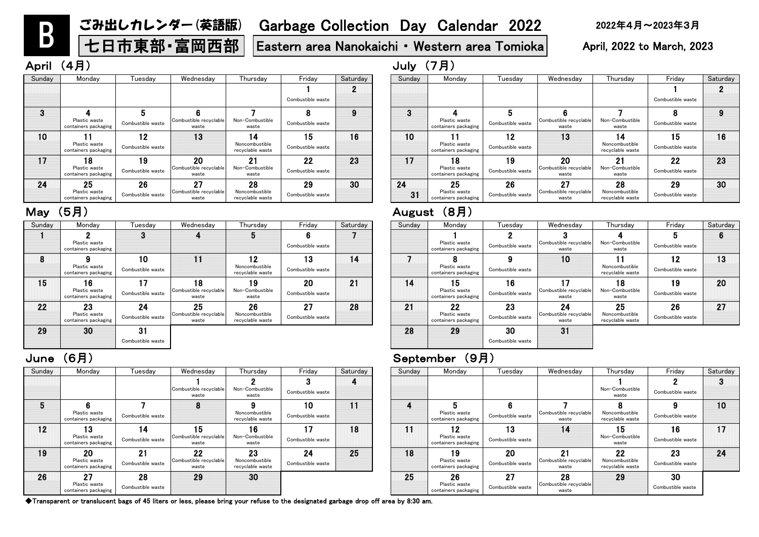# B ごみ出しカレンダー（英語版） Garbage Collection Day Calendar 2022

**七日市東部・富岡西部** Eastern area Nanokaichi ・ Western area Tomioka

2022年4月～2023年3月 April, 2022 to March, 2023

## April （4月）

| Sunday | Monday | Tuesday | Wednesday | Thursday | Friday | Saturday |
|---|---|---|---|---|---|---|
| | | | | | 1 Combustible waste | 2 |
| 3 | 4 Plastic waste containers packaging | 5 Combustible waste | 6 Combustible recyclable waste | 7 Non-Combustible waste | 8 Combustible waste | 9 |
| 10 | 11 Plastic waste containers packaging | 12 Combustible waste | 13 | 14 Noncombustible recyclable waste | 15 Combustible waste | 16 |
| 17 | 18 Plastic waste containers packaging | 19 Combustible waste | 20 Combustible recyclable waste | 21 Non-Combustible waste | 22 Combustible waste | 23 |
| 24 | 25 Plastic waste containers packaging | 26 Combustible waste | 27 Combustible recyclable waste | 28 Noncombustible recyclable waste | 29 Combustible waste | 30 |

## May （5月）

| Sunday | Monday | Tuesday | Wednesday | Thursday | Friday | Saturday |
|---|---|---|---|---|---|---|
| 1 | 2 Plastic waste containers packaging | 3 | 4 | 5 | 6 Combustible waste | 7 |
| 8 | 9 Plastic waste containers packaging | 10 Combustible waste | 11 | 12 Noncombustible recyclable waste | 13 Combustible waste | 14 |
| 15 | 16 Plastic waste containers packaging | 17 Combustible waste | 18 Combustible recyclable waste | 19 Non-Combustible waste | 20 Combustible waste | 21 |
| 22 | 23 Plastic waste containers packaging | 24 Combustible waste | 25 Combustible recyclable waste | 26 Noncombustible recyclable waste | 27 Combustible waste | 28 |
| 29 | 30 | 31 Combustible waste | | | | |

## June （6月）

| Sunday | Monday | Tuesday | Wednesday | Thursday | Friday | Saturday |
|---|---|---|---|---|---|---|
| | | | 1 Combustible recyclable waste | 2 Non-Combustible waste | 3 Combustible waste | 4 |
| 5 | 6 Plastic waste containers packaging | 7 Combustible waste | 8 | 9 Noncombustible recyclable waste | 10 Combustible waste | 11 |
| 12 | 13 Plastic waste containers packaging | 14 Combustible waste | 15 Combustible recyclable waste | 16 Non-Combustible waste | 17 Combustible waste | 18 |
| 19 | 20 Plastic waste containers packaging | 21 Combustible waste | 22 Combustible recyclable waste | 23 Noncombustible recyclable waste | 24 Combustible waste | 25 |
| 26 | 27 Plastic waste containers packaging | 28 Combustible waste | 29 | 30 | | |

## July （7月）

| Sunday | Monday | Tuesday | Wednesday | Thursday | Friday | Saturday |
|---|---|---|---|---|---|---|
| | | | | | 1 Combustible waste | 2 |
| 3 | 4 Plastic waste containers packaging | 5 Combustible waste | 6 Combustible recyclable waste | 7 Non-Combustible waste | 8 Combustible waste | 9 |
| 10 | 11 Plastic waste containers packaging | 12 Combustible waste | 13 | 14 Noncombustible recyclable waste | 15 Combustible waste | 16 |
| 17 | 18 Plastic waste containers packaging | 19 Combustible waste | 20 Combustible recyclable waste | 21 Non-Combustible waste | 22 Combustible waste | 23 |
| 24 / 31 | 25 Plastic waste containers packaging | 26 Combustible waste | 27 Combustible recyclable waste | 28 Noncombustible recyclable waste | 29 Combustible waste | 30 |

## August （8月）

| Sunday | Monday | Tuesday | Wednesday | Thursday | Friday | Saturday |
|---|---|---|---|---|---|---|
| | 1 Plastic waste containers packaging | 2 Combustible waste | 3 Combustible recyclable waste | 4 Non-Combustible waste | 5 Combustible waste | 6 |
| 7 | 8 Plastic waste containers packaging | 9 Combustible waste | 10 | 11 Noncombustible recyclable waste | 12 Combustible waste | 13 |
| 14 | 15 Plastic waste containers packaging | 16 Combustible waste | 17 Combustible recyclable waste | 18 Non-Combustible waste | 19 Combustible waste | 20 |
| 21 | 22 Plastic waste containers packaging | 23 Combustible waste | 24 Combustible recyclable waste | 25 Noncombustible recyclable waste | 26 Combustible waste | 27 |
| 28 | 29 | 30 Combustible waste | 31 | | | |

## September （9月）

| Sunday | Monday | Tuesday | Wednesday | Thursday | Friday | Saturday |
|---|---|---|---|---|---|---|
| | | | | 1 Non-Combustible waste | 2 Combustible waste | 3 |
| 4 | 5 Plastic waste containers packaging | 6 Combustible waste | 7 Combustible recyclable waste | 8 Noncombustible recyclable waste | 9 Combustible waste | 10 |
| 11 | 12 Plastic waste containers packaging | 13 Combustible waste | 14 | 15 Non-Combustible waste | 16 Combustible waste | 17 |
| 18 | 19 Plastic waste containers packaging | 20 Combustible waste | 21 Combustible recyclable waste | 22 Noncombustible recyclable waste | 23 Combustible waste | 24 |
| 25 | 26 Plastic waste containers packaging | 27 Combustible waste | 28 Combustible recyclable waste | 29 | 30 Combustible waste | |

◆Transparent or translucent bags of 45 liters or less, please bring your refuse to the designated garbage drop off area by 8:30 am.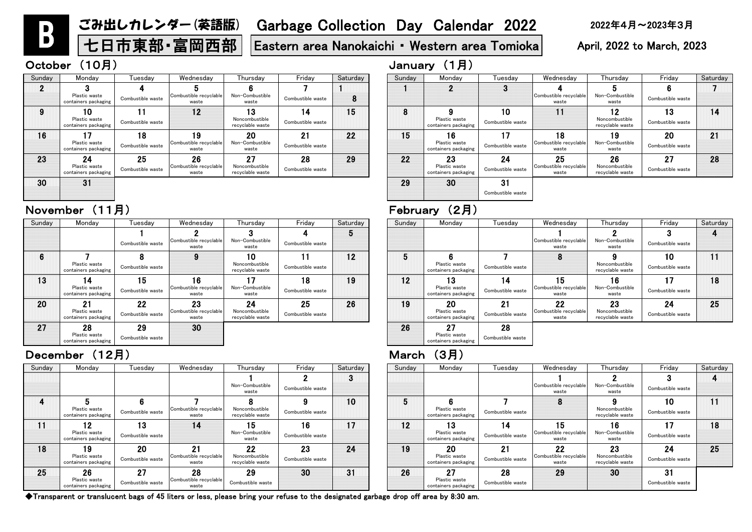# B ごみ出しカレンダー(英語版) Garbage Collection Day Calendar 2022

**七日市東部・富岡西部** | **Eastern area Nanokaichi ・ Western area Tomioka**

2022年4月～2023年3月
April, 2022 to March, 2023

## October （10月）

| Sunday | Monday | Tuesday | Wednesday | Thursday | Friday | Saturday |
|---|---|---|---|---|---|---|
| 2 | 3 Plastic waste containers packaging | 4 Combustible waste | 5 Combustible recyclable waste | 6 Non-Combustible waste | 7 Combustible waste | 1 8 |
| 9 | 10 Plastic waste containers packaging | 11 Combustible waste | 12 | 13 Noncombustible recyclable waste | 14 Combustible waste | 15 |
| 16 | 17 Plastic waste containers packaging | 18 Combustible waste | 19 Combustible recyclable waste | 20 Non-Combustible waste | 21 Combustible waste | 22 |
| 23 | 24 Plastic waste containers packaging | 25 Combustible waste | 26 Combustible recyclable waste | 27 Noncombustible recyclable waste | 28 Combustible waste | 29 |
| 30 | 31 | | | | | |

## November （11月）

| Sunday | Monday | Tuesday | Wednesday | Thursday | Friday | Saturday |
|---|---|---|---|---|---|---|
| | | 1 Combustible waste | 2 Combustible recyclable waste | 3 Non-Combustible waste | 4 Combustible waste | 5 |
| 6 | 7 Plastic waste containers packaging | 8 Combustible waste | 9 | 10 Noncombustible recyclable waste | 11 Combustible waste | 12 |
| 13 | 14 Plastic waste containers packaging | 15 Combustible waste | 16 Combustible recyclable waste | 17 Non-Combustible waste | 18 Combustible waste | 19 |
| 20 | 21 Plastic waste containers packaging | 22 Combustible waste | 23 Combustible recyclable waste | 24 Noncombustible recyclable waste | 25 Combustible waste | 26 |
| 27 | 28 Plastic waste containers packaging | 29 Combustible waste | 30 | | | |

## December （12月）

| Sunday | Monday | Tuesday | Wednesday | Thursday | Friday | Saturday |
|---|---|---|---|---|---|---|
| | | | | 1 Non-Combustible waste | 2 Combustible waste | 3 |
| 4 | 5 Plastic waste containers packaging | 6 Combustible waste | 7 Combustible recyclable waste | 8 Noncombustible recyclable waste | 9 Combustible waste | 10 |
| 11 | 12 Plastic waste containers packaging | 13 Combustible waste | 14 | 15 Non-Combustible waste | 16 Combustible waste | 17 |
| 18 | 19 Plastic waste containers packaging | 20 Combustible waste | 21 Combustible recyclable waste | 22 Noncombustible recyclable waste | 23 Combustible waste | 24 |
| 25 | 26 Plastic waste containers packaging | 27 Combustible waste | 28 Combustible recyclable waste | 29 Combustible waste | 30 | 31 |

## January （1月）

| Sunday | Monday | Tuesday | Wednesday | Thursday | Friday | Saturday |
|---|---|---|---|---|---|---|
| 1 | 2 | 3 | 4 Combustible recyclable waste | 5 Non-Combustible waste | 6 Combustible waste | 7 |
| 8 | 9 Plastic waste containers packaging | 10 Combustible waste | 11 | 12 Noncombustible recyclable waste | 13 Combustible waste | 14 |
| 15 | 16 Plastic waste containers packaging | 17 Combustible waste | 18 Combustible recyclable waste | 19 Non-Combustible waste | 20 Combustible waste | 21 |
| 22 | 23 Plastic waste containers packaging | 24 Combustible waste | 25 Combustible recyclable waste | 26 Noncombustible recyclable waste | 27 Combustible waste | 28 |
| 29 | 30 | 31 Combustible waste | | | | |

## February （2月）

| Sunday | Monday | Tuesday | Wednesday | Thursday | Friday | Saturday |
|---|---|---|---|---|---|---|
| | | | 1 Combustible recyclable waste | 2 Non-Combustible waste | 3 Combustible waste | 4 |
| 5 | 6 Plastic waste containers packaging | 7 Combustible waste | 8 | 9 Noncombustible recyclable waste | 10 Combustible waste | 11 |
| 12 | 13 Plastic waste containers packaging | 14 Combustible waste | 15 Combustible recyclable waste | 16 Non-Combustible waste | 17 Combustible waste | 18 |
| 19 | 20 Plastic waste containers packaging | 21 Combustible waste | 22 Combustible recyclable waste | 23 Noncombustible recyclable waste | 24 Combustible waste | 25 |
| 26 | 27 Plastic waste containers packaging | 28 Combustible waste | | | | |

## March （3月）

| Sunday | Monday | Tuesday | Wednesday | Thursday | Friday | Saturday |
|---|---|---|---|---|---|---|
| | | | 1 Combustible recyclable waste | 2 Non-Combustible waste | 3 Combustible waste | 4 |
| 5 | 6 Plastic waste containers packaging | 7 Combustible waste | 8 | 9 Noncombustible recyclable waste | 10 Combustible waste | 11 |
| 12 | 13 Plastic waste containers packaging | 14 Combustible waste | 15 Combustible recyclable waste | 16 Non-Combustible waste | 17 Combustible waste | 18 |
| 19 | 20 Plastic waste containers packaging | 21 Combustible waste | 22 Combustible recyclable waste | 23 Noncombustible recyclable waste | 24 Combustible waste | 25 |
| 26 | 27 Plastic waste containers packaging | 28 Combustible waste | 29 | 30 | 31 Combustible waste | |

◆Transparent or translucent bags of 45 liters or less, please bring your refuse to the designated garbage drop off area by 8:30 am.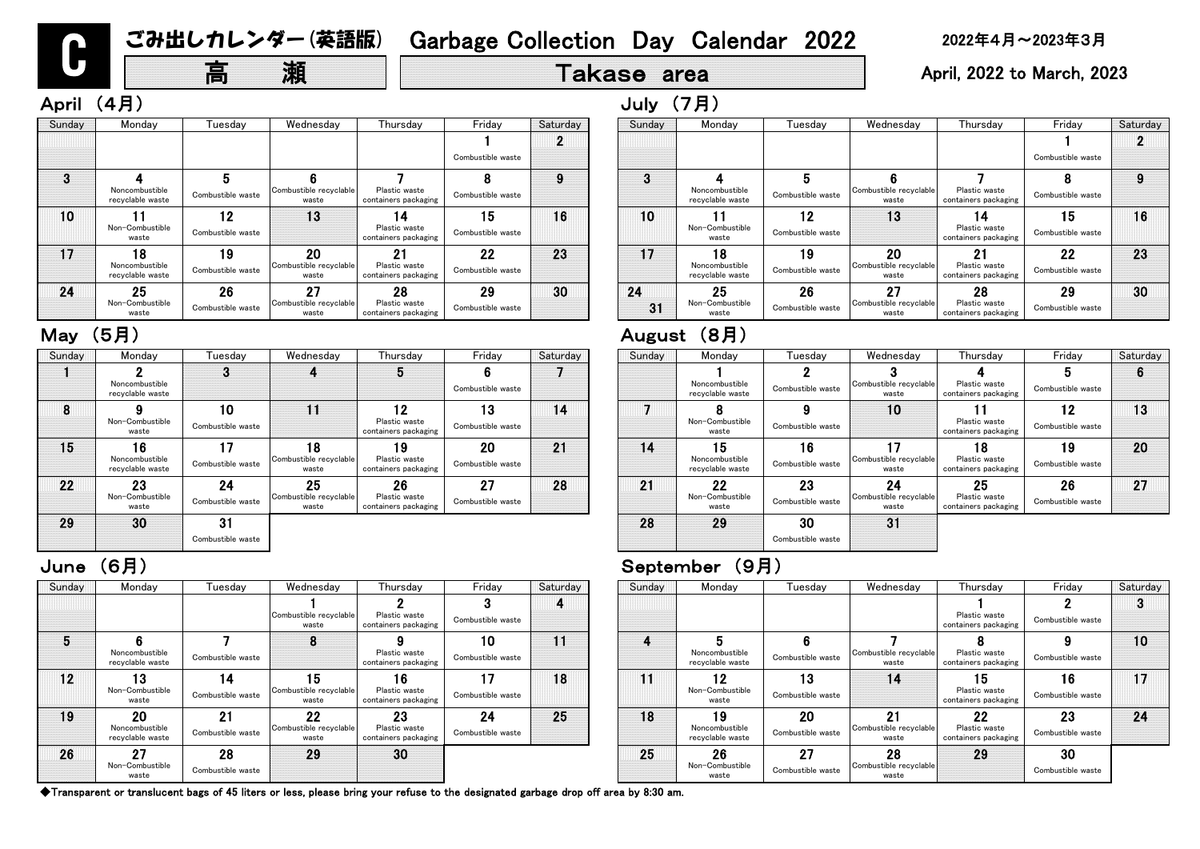# C ごみ出しカレンダー（英語版） Garbage Collection Day Calendar 2022

## 高　瀬 Takase area

2022年4月～2023年3月

April, 2022 to March, 2023

### April （4月）

| Sunday | Monday | Tuesday | Wednesday | Thursday | Friday | Saturday |
|---|---|---|---|---|---|---|
| | | | | | 1 Combustible waste | 2 |
| 3 | 4 Noncombustible recyclable waste | 5 Combustible waste | 6 Combustible recyclable waste | 7 Plastic waste containers packaging | 8 Combustible waste | 9 |
| 10 | 11 Non-Combustible waste | 12 Combustible waste | 13 | 14 Plastic waste containers packaging | 15 Combustible waste | 16 |
| 17 | 18 Noncombustible recyclable waste | 19 Combustible waste | 20 Combustible recyclable waste | 21 Plastic waste containers packaging | 22 Combustible waste | 23 |
| 24 | 25 Non-Combustible waste | 26 Combustible waste | 27 Combustible recyclable waste | 28 Plastic waste containers packaging | 29 Combustible waste | 30 |

### May （5月）

| Sunday | Monday | Tuesday | Wednesday | Thursday | Friday | Saturday |
|---|---|---|---|---|---|---|
| 1 | 2 Noncombustible recyclable waste | 3 | 4 | 5 | 6 Combustible waste | 7 |
| 8 | 9 Non-Combustible waste | 10 Combustible waste | 11 | 12 Plastic waste containers packaging | 13 Combustible waste | 14 |
| 15 | 16 Noncombustible recyclable waste | 17 Combustible waste | 18 Combustible recyclable waste | 19 Plastic waste containers packaging | 20 Combustible waste | 21 |
| 22 | 23 Non-Combustible waste | 24 Combustible waste | 25 Combustible recyclable waste | 26 Plastic waste containers packaging | 27 Combustible waste | 28 |
| 29 | 30 | 31 Combustible waste | | | | |

### June （6月）

| Sunday | Monday | Tuesday | Wednesday | Thursday | Friday | Saturday |
|---|---|---|---|---|---|---|
| | | | 1 Combustible recyclable waste | 2 Plastic waste containers packaging | 3 Combustible waste | 4 |
| 5 | 6 Noncombustible recyclable waste | 7 Combustible waste | 8 | 9 Plastic waste containers packaging | 10 Combustible waste | 11 |
| 12 | 13 Non-Combustible waste | 14 Combustible waste | 15 Combustible recyclable waste | 16 Plastic waste containers packaging | 17 Combustible waste | 18 |
| 19 | 20 Noncombustible recyclable waste | 21 Combustible waste | 22 Combustible recyclable waste | 23 Plastic waste containers packaging | 24 Combustible waste | 25 |
| 26 | 27 Non-Combustible waste | 28 Combustible waste | 29 | 30 | | |

### July （7月）

| Sunday | Monday | Tuesday | Wednesday | Thursday | Friday | Saturday |
|---|---|---|---|---|---|---|
| | | | | | 1 Combustible waste | 2 |
| 3 | 4 Noncombustible recyclable waste | 5 Combustible waste | 6 Combustible recyclable waste | 7 Plastic waste containers packaging | 8 Combustible waste | 9 |
| 10 | 11 Non-Combustible waste | 12 Combustible waste | 13 | 14 Plastic waste containers packaging | 15 Combustible waste | 16 |
| 17 | 18 Noncombustible recyclable waste | 19 Combustible waste | 20 Combustible recyclable waste | 21 Plastic waste containers packaging | 22 Combustible waste | 23 |
| 24 / 31 | 25 Non-Combustible waste | 26 Combustible waste | 27 Combustible recyclable waste | 28 Plastic waste containers packaging | 29 Combustible waste | 30 |

### August （8月）

| Sunday | Monday | Tuesday | Wednesday | Thursday | Friday | Saturday |
|---|---|---|---|---|---|---|
| | 1 Noncombustible recyclable waste | 2 Combustible waste | 3 Combustible recyclable waste | 4 Plastic waste containers packaging | 5 Combustible waste | 6 |
| 7 | 8 Non-Combustible waste | 9 Combustible waste | 10 | 11 Plastic waste containers packaging | 12 Combustible waste | 13 |
| 14 | 15 Noncombustible recyclable waste | 16 Combustible waste | 17 Combustible recyclable waste | 18 Plastic waste containers packaging | 19 Combustible waste | 20 |
| 21 | 22 Non-Combustible waste | 23 Combustible waste | 24 Combustible recyclable waste | 25 Plastic waste containers packaging | 26 Combustible waste | 27 |
| 28 | 29 | 30 Combustible waste | 31 | | | |

### September （9月）

| Sunday | Monday | Tuesday | Wednesday | Thursday | Friday | Saturday |
|---|---|---|---|---|---|---|
| | | | | 1 Plastic waste containers packaging | 2 Combustible waste | 3 |
| 4 | 5 Noncombustible recyclable waste | 6 Combustible waste | 7 Combustible recyclable waste | 8 Plastic waste containers packaging | 9 Combustible waste | 10 |
| 11 | 12 Non-Combustible waste | 13 Combustible waste | 14 | 15 Plastic waste containers packaging | 16 Combustible waste | 17 |
| 18 | 19 Noncombustible recyclable waste | 20 Combustible waste | 21 Combustible recyclable waste | 22 Plastic waste containers packaging | 23 Combustible waste | 24 |
| 25 | 26 Non-Combustible waste | 27 Combustible waste | 28 Combustible recyclable waste | 29 | 30 Combustible waste | |

◆Transparent or translucent bags of 45 liters or less, please bring your refuse to the designated garbage drop off area by 8:30 am.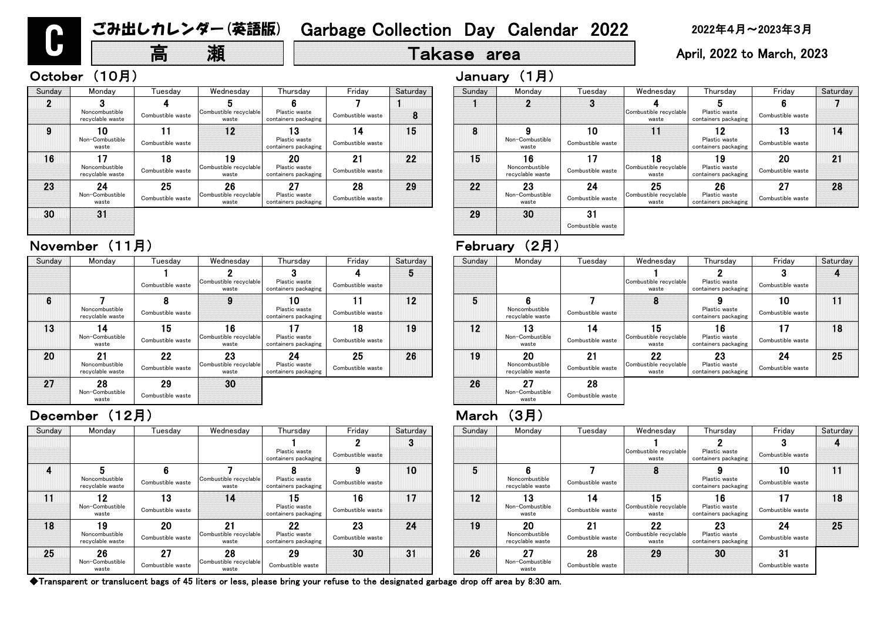# C ごみ出しカレンダー（英語版） Garbage Collection Day Calendar 2022

## 高　瀬 / Takase area

2022年4月～2023年3月

April, 2022 to March, 2023

### October （10月）

| Sunday | Monday | Tuesday | Wednesday | Thursday | Friday | Saturday |
|---|---|---|---|---|---|---|
| 2 | 3 Noncombustible recyclable waste | 4 Combustible waste | 5 Combustible recyclable waste | 6 Plastic waste containers packaging | 7 Combustible waste | 1 8 |
| 9 | 10 Non-Combustible waste | 11 Combustible waste | 12 | 13 Plastic waste containers packaging | 14 Combustible waste | 15 |
| 16 | 17 Noncombustible recyclable waste | 18 Combustible waste | 19 Combustible recyclable waste | 20 Plastic waste containers packaging | 21 Combustible waste | 22 |
| 23 | 24 Non-Combustible waste | 25 Combustible waste | 26 Combustible recyclable waste | 27 Plastic waste containers packaging | 28 Combustible waste | 29 |
| 30 | 31 | | | | | |

### November （11月）

| Sunday | Monday | Tuesday | Wednesday | Thursday | Friday | Saturday |
|---|---|---|---|---|---|---|
| | | 1 Combustible waste | 2 Combustible recyclable waste | 3 Plastic waste containers packaging | 4 Combustible waste | 5 |
| 6 | 7 Noncombustible recyclable waste | 8 Combustible waste | 9 | 10 Plastic waste containers packaging | 11 Combustible waste | 12 |
| 13 | 14 Non-Combustible waste | 15 Combustible waste | 16 Combustible recyclable waste | 17 Plastic waste containers packaging | 18 Combustible waste | 19 |
| 20 | 21 Noncombustible recyclable waste | 22 Combustible waste | 23 Combustible recyclable waste | 24 Plastic waste containers packaging | 25 Combustible waste | 26 |
| 27 | 28 Non-Combustible waste | 29 Combustible waste | 30 | | | |

### December （12月）

| Sunday | Monday | Tuesday | Wednesday | Thursday | Friday | Saturday |
|---|---|---|---|---|---|---|
| | | | | 1 Plastic waste containers packaging | 2 Combustible waste | 3 |
| 4 | 5 Noncombustible recyclable waste | 6 Combustible waste | 7 Combustible recyclable waste | 8 Plastic waste containers packaging | 9 Combustible waste | 10 |
| 11 | 12 Non-Combustible waste | 13 Combustible waste | 14 | 15 Plastic waste containers packaging | 16 Combustible waste | 17 |
| 18 | 19 Noncombustible recyclable waste | 20 Combustible waste | 21 Combustible recyclable waste | 22 Plastic waste containers packaging | 23 Combustible waste | 24 |
| 25 | 26 Non-Combustible waste | 27 Combustible waste | 28 Combustible recyclable waste | 29 Combustible waste | 30 | 31 |

### January （1月）

| Sunday | Monday | Tuesday | Wednesday | Thursday | Friday | Saturday |
|---|---|---|---|---|---|---|
| 1 | 2 | 3 | 4 Combustible recyclable waste | 5 Plastic waste containers packaging | 6 Combustible waste | 7 |
| 8 | 9 Non-Combustible waste | 10 Combustible waste | 11 | 12 Plastic waste containers packaging | 13 Combustible waste | 14 |
| 15 | 16 Noncombustible recyclable waste | 17 Combustible waste | 18 Combustible recyclable waste | 19 Plastic waste containers packaging | 20 Combustible waste | 21 |
| 22 | 23 Non-Combustible waste | 24 Combustible waste | 25 Combustible recyclable waste | 26 Plastic waste containers packaging | 27 Combustible waste | 28 |
| 29 | 30 | 31 Combustible waste | | | | |

### February （2月）

| Sunday | Monday | Tuesday | Wednesday | Thursday | Friday | Saturday |
|---|---|---|---|---|---|---|
| | | | 1 Combustible recyclable waste | 2 Plastic waste containers packaging | 3 Combustible waste | 4 |
| 5 | 6 Noncombustible recyclable waste | 7 Combustible waste | 8 | 9 Plastic waste containers packaging | 10 Combustible waste | 11 |
| 12 | 13 Non-Combustible waste | 14 Combustible waste | 15 Combustible recyclable waste | 16 Plastic waste containers packaging | 17 Combustible waste | 18 |
| 19 | 20 Noncombustible recyclable waste | 21 Combustible waste | 22 Combustible recyclable waste | 23 Plastic waste containers packaging | 24 Combustible waste | 25 |
| 26 | 27 Non-Combustible waste | 28 Combustible waste | | | | |

### March （3月）

| Sunday | Monday | Tuesday | Wednesday | Thursday | Friday | Saturday |
|---|---|---|---|---|---|---|
| | | | 1 Combustible recyclable waste | 2 Plastic waste containers packaging | 3 Combustible waste | 4 |
| 5 | 6 Noncombustible recyclable waste | 7 Combustible waste | 8 | 9 Plastic waste containers packaging | 10 Combustible waste | 11 |
| 12 | 13 Non-Combustible waste | 14 Combustible waste | 15 Combustible recyclable waste | 16 Plastic waste containers packaging | 17 Combustible waste | 18 |
| 19 | 20 Noncombustible recyclable waste | 21 Combustible waste | 22 Combustible recyclable waste | 23 Plastic waste containers packaging | 24 Combustible waste | 25 |
| 26 | 27 Non-Combustible waste | 28 Combustible waste | 29 | 30 | 31 Combustible waste | |

◆Transparent or translucent bags of 45 liters or less, please bring your refuse to the designated garbage drop off area by 8:30 am.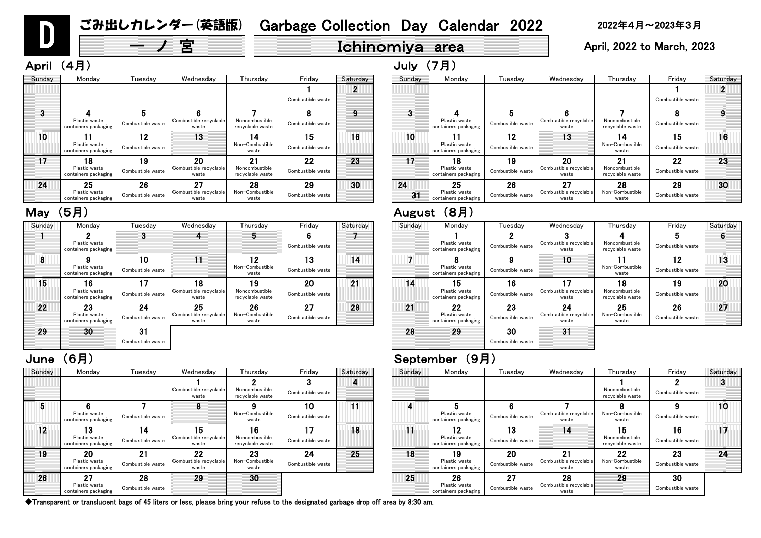# D ごみ出しカレンダー(英語版) Garbage Collection Day Calendar 2022

一ノ宮 Ichinomiya area

2022年4月～2023年3月
April, 2022 to March, 2023

## April (4月)

| Sunday | Monday | Tuesday | Wednesday | Thursday | Friday | Saturday |
|---|---|---|---|---|---|---|
| | | | | | 1 Combustible waste | 2 |
| 3 | 4 Plastic waste containers packaging | 5 Combustible waste | 6 Combustible recyclable waste | 7 Noncombustible recyclable waste | 8 Combustible waste | 9 |
| 10 | 11 Plastic waste containers packaging | 12 Combustible waste | 13 | 14 Non-Combustible waste | 15 Combustible waste | 16 |
| 17 | 18 Plastic waste containers packaging | 19 Combustible waste | 20 Combustible recyclable waste | 21 Noncombustible recyclable waste | 22 Combustible waste | 23 |
| 24 | 25 Plastic waste containers packaging | 26 Combustible waste | 27 Combustible recyclable waste | 28 Non-Combustible waste | 29 Combustible waste | 30 |

## May (5月)

| Sunday | Monday | Tuesday | Wednesday | Thursday | Friday | Saturday |
|---|---|---|---|---|---|---|
| 1 | 2 Plastic waste containers packaging | 3 | 4 | 5 | 6 Combustible waste | 7 |
| 8 | 9 Plastic waste containers packaging | 10 Combustible waste | 11 | 12 Non-Combustible waste | 13 Combustible waste | 14 |
| 15 | 16 Plastic waste containers packaging | 17 Combustible waste | 18 Combustible recyclable waste | 19 Noncombustible recyclable waste | 20 Combustible waste | 21 |
| 22 | 23 Plastic waste containers packaging | 24 Combustible waste | 25 Combustible recyclable waste | 26 Non-Combustible waste | 27 Combustible waste | 28 |
| 29 | 30 | 31 Combustible waste | | | | |

## June (6月)

| Sunday | Monday | Tuesday | Wednesday | Thursday | Friday | Saturday |
|---|---|---|---|---|---|---|
| | | | 1 Combustible recyclable waste | 2 Noncombustible recyclable waste | 3 Combustible waste | 4 |
| 5 | 6 Plastic waste containers packaging | 7 Combustible waste | 8 | 9 Non-Combustible waste | 10 Combustible waste | 11 |
| 12 | 13 Plastic waste containers packaging | 14 Combustible waste | 15 Combustible recyclable waste | 16 Noncombustible recyclable waste | 17 Combustible waste | 18 |
| 19 | 20 Plastic waste containers packaging | 21 Combustible waste | 22 Combustible recyclable waste | 23 Non-Combustible waste | 24 Combustible waste | 25 |
| 26 | 27 Plastic waste containers packaging | 28 Combustible waste | 29 | 30 | | |

## July (7月)

| Sunday | Monday | Tuesday | Wednesday | Thursday | Friday | Saturday |
|---|---|---|---|---|---|---|
| | | | | | 1 Combustible waste | 2 |
| 3 | 4 Plastic waste containers packaging | 5 Combustible waste | 6 Combustible recyclable waste | 7 Noncombustible recyclable waste | 8 Combustible waste | 9 |
| 10 | 11 Plastic waste containers packaging | 12 Combustible waste | 13 | 14 Non-Combustible waste | 15 Combustible waste | 16 |
| 17 | 18 Plastic waste containers packaging | 19 Combustible waste | 20 Combustible recyclable waste | 21 Noncombustible recyclable waste | 22 Combustible waste | 23 |
| 24 / 31 | 25 Plastic waste containers packaging | 26 Combustible waste | 27 Combustible recyclable waste | 28 Non-Combustible waste | 29 Combustible waste | 30 |

## August (8月)

| Sunday | Monday | Tuesday | Wednesday | Thursday | Friday | Saturday |
|---|---|---|---|---|---|---|
| | 1 Plastic waste containers packaging | 2 Combustible waste | 3 Combustible recyclable waste | 4 Noncombustible recyclable waste | 5 Combustible waste | 6 |
| 7 | 8 Plastic waste containers packaging | 9 Combustible waste | 10 | 11 Non-Combustible waste | 12 Combustible waste | 13 |
| 14 | 15 Plastic waste containers packaging | 16 Combustible waste | 17 Combustible recyclable waste | 18 Noncombustible recyclable waste | 19 Combustible waste | 20 |
| 21 | 22 Plastic waste containers packaging | 23 Combustible waste | 24 Combustible recyclable waste | 25 Non-Combustible waste | 26 Combustible waste | 27 |
| 28 | 29 | 30 Combustible waste | 31 | | | |

## September (9月)

| Sunday | Monday | Tuesday | Wednesday | Thursday | Friday | Saturday |
|---|---|---|---|---|---|---|
| | | | | 1 Noncombustible recyclable waste | 2 Combustible waste | 3 |
| 4 | 5 Plastic waste containers packaging | 6 Combustible waste | 7 Combustible recyclable waste | 8 Non-Combustible waste | 9 Combustible waste | 10 |
| 11 | 12 Plastic waste containers packaging | 13 Combustible waste | 14 | 15 Noncombustible recyclable waste | 16 Combustible waste | 17 |
| 18 | 19 Plastic waste containers packaging | 20 Combustible waste | 21 Combustible recyclable waste | 22 Non-Combustible waste | 23 Combustible waste | 24 |
| 25 | 26 Plastic waste containers packaging | 27 Combustible waste | 28 Combustible recyclable waste | 29 | 30 Combustible waste | |

◆Transparent or translucent bags of 45 liters or less, please bring your refuse to the designated garbage drop off area by 8:30 am.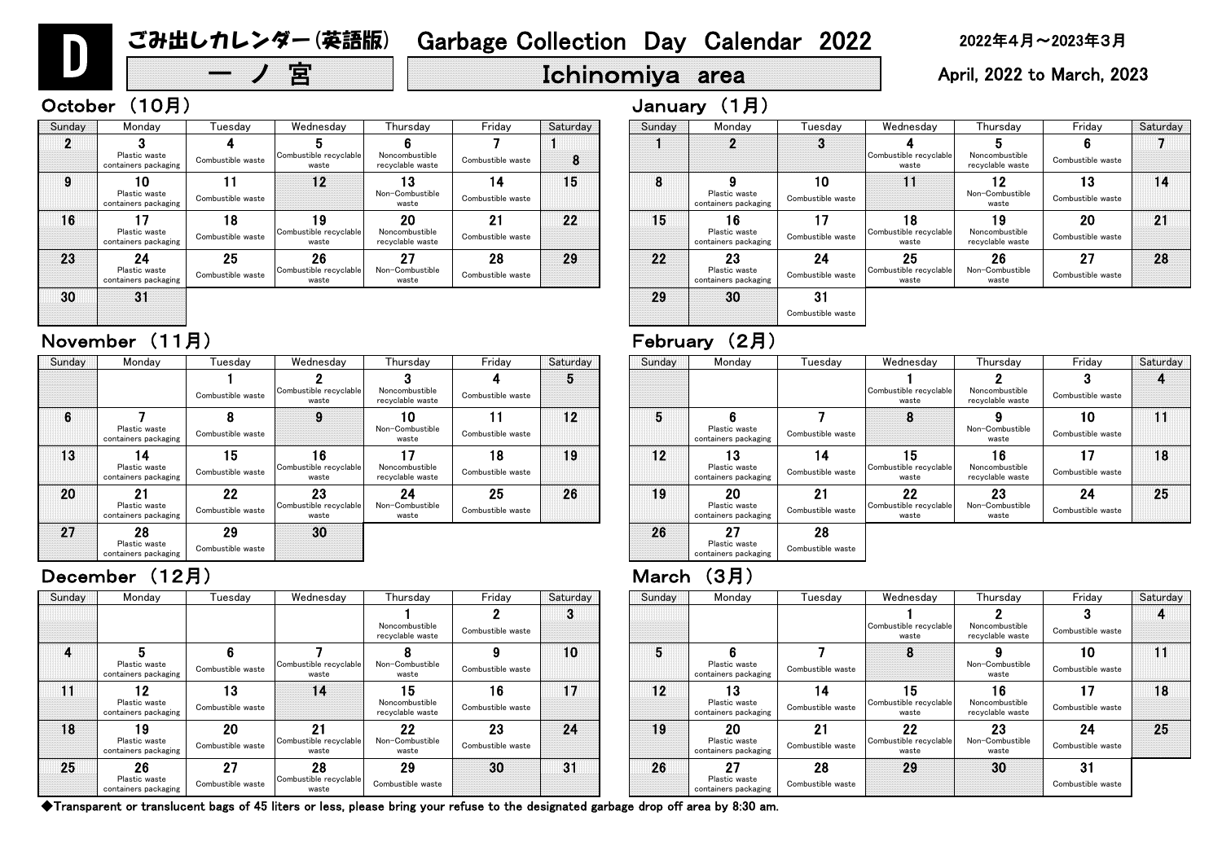# D ごみ出しカレンダー(英語版) Garbage Collection Day Calendar 2022

## 一ノ宮 Ichinomiya area

2022年4月～2023年3月

April, 2022 to March, 2023

### October （10月）

| Sunday | Monday | Tuesday | Wednesday | Thursday | Friday | Saturday |
|---|---|---|---|---|---|---|
| 2 | 3 Plastic waste containers packaging | 4 Combustible waste | 5 Combustible recyclable waste | 6 Noncombustible recyclable waste | 7 Combustible waste | 1 8 |
| 9 | 10 Plastic waste containers packaging | 11 Combustible waste | 12 | 13 Non-Combustible waste | 14 Combustible waste | 15 |
| 16 | 17 Plastic waste containers packaging | 18 Combustible waste | 19 Combustible recyclable waste | 20 Noncombustible recyclable waste | 21 Combustible waste | 22 |
| 23 | 24 Plastic waste containers packaging | 25 Combustible waste | 26 Combustible recyclable waste | 27 Non-Combustible waste | 28 Combustible waste | 29 |
| 30 | 31 | | | | | |

### November （11月）

| Sunday | Monday | Tuesday | Wednesday | Thursday | Friday | Saturday |
|---|---|---|---|---|---|---|
| | | 1 Combustible waste | 2 Combustible recyclable waste | 3 Noncombustible recyclable waste | 4 Combustible waste | 5 |
| 6 | 7 Plastic waste containers packaging | 8 Combustible waste | 9 | 10 Non-Combustible waste | 11 Combustible waste | 12 |
| 13 | 14 Plastic waste containers packaging | 15 Combustible waste | 16 Combustible recyclable waste | 17 Noncombustible recyclable waste | 18 Combustible waste | 19 |
| 20 | 21 Plastic waste containers packaging | 22 Combustible waste | 23 Combustible recyclable waste | 24 Non-Combustible waste | 25 Combustible waste | 26 |
| 27 | 28 Plastic waste containers packaging | 29 Combustible waste | 30 | | | |

### December （12月）

| Sunday | Monday | Tuesday | Wednesday | Thursday | Friday | Saturday |
|---|---|---|---|---|---|---|
| | | | | 1 Noncombustible recyclable waste | 2 Combustible waste | 3 |
| 4 | 5 Plastic waste containers packaging | 6 Combustible waste | 7 Combustible recyclable waste | 8 Non-Combustible waste | 9 Combustible waste | 10 |
| 11 | 12 Plastic waste containers packaging | 13 Combustible waste | 14 | 15 Noncombustible recyclable waste | 16 Combustible waste | 17 |
| 18 | 19 Plastic waste containers packaging | 20 Combustible waste | 21 Combustible recyclable waste | 22 Non-Combustible waste | 23 Combustible waste | 24 |
| 25 | 26 Plastic waste containers packaging | 27 Combustible waste | 28 Combustible recyclable waste | 29 Combustible waste | 30 | 31 |

### January （1月）

| Sunday | Monday | Tuesday | Wednesday | Thursday | Friday | Saturday |
|---|---|---|---|---|---|---|
| 1 | 2 | 3 | 4 Combustible recyclable waste | 5 Noncombustible recyclable waste | 6 Combustible waste | 7 |
| 8 | 9 Plastic waste containers packaging | 10 Combustible waste | 11 | 12 Non-Combustible waste | 13 Combustible waste | 14 |
| 15 | 16 Plastic waste containers packaging | 17 Combustible waste | 18 Combustible recyclable waste | 19 Noncombustible recyclable waste | 20 Combustible waste | 21 |
| 22 | 23 Plastic waste containers packaging | 24 Combustible waste | 25 Combustible recyclable waste | 26 Non-Combustible waste | 27 Combustible waste | 28 |
| 29 | 30 | 31 Combustible waste | | | | |

### February （2月）

| Sunday | Monday | Tuesday | Wednesday | Thursday | Friday | Saturday |
|---|---|---|---|---|---|---|
| | | | 1 Combustible recyclable waste | 2 Noncombustible recyclable waste | 3 Combustible waste | 4 |
| 5 | 6 Plastic waste containers packaging | 7 Combustible waste | 8 | 9 Non-Combustible waste | 10 Combustible waste | 11 |
| 12 | 13 Plastic waste containers packaging | 14 Combustible waste | 15 Combustible recyclable waste | 16 Noncombustible recyclable waste | 17 Combustible waste | 18 |
| 19 | 20 Plastic waste containers packaging | 21 Combustible waste | 22 Combustible recyclable waste | 23 Non-Combustible waste | 24 Combustible waste | 25 |
| 26 | 27 Plastic waste containers packaging | 28 Combustible waste | | | | |

### March （3月）

| Sunday | Monday | Tuesday | Wednesday | Thursday | Friday | Saturday |
|---|---|---|---|---|---|---|
| | | | 1 Combustible recyclable waste | 2 Noncombustible recyclable waste | 3 Combustible waste | 4 |
| 5 | 6 Plastic waste containers packaging | 7 Combustible waste | 8 | 9 Non-Combustible waste | 10 Combustible waste | 11 |
| 12 | 13 Plastic waste containers packaging | 14 Combustible waste | 15 Combustible recyclable waste | 16 Noncombustible recyclable waste | 17 Combustible waste | 18 |
| 19 | 20 Plastic waste containers packaging | 21 Combustible waste | 22 Combustible recyclable waste | 23 Non-Combustible waste | 24 Combustible waste | 25 |
| 26 | 27 Plastic waste containers packaging | 28 Combustible waste | 29 | 30 | 31 Combustible waste | |

◆Transparent or translucent bags of 45 liters or less, please bring your refuse to the designated garbage drop off area by 8:30 am.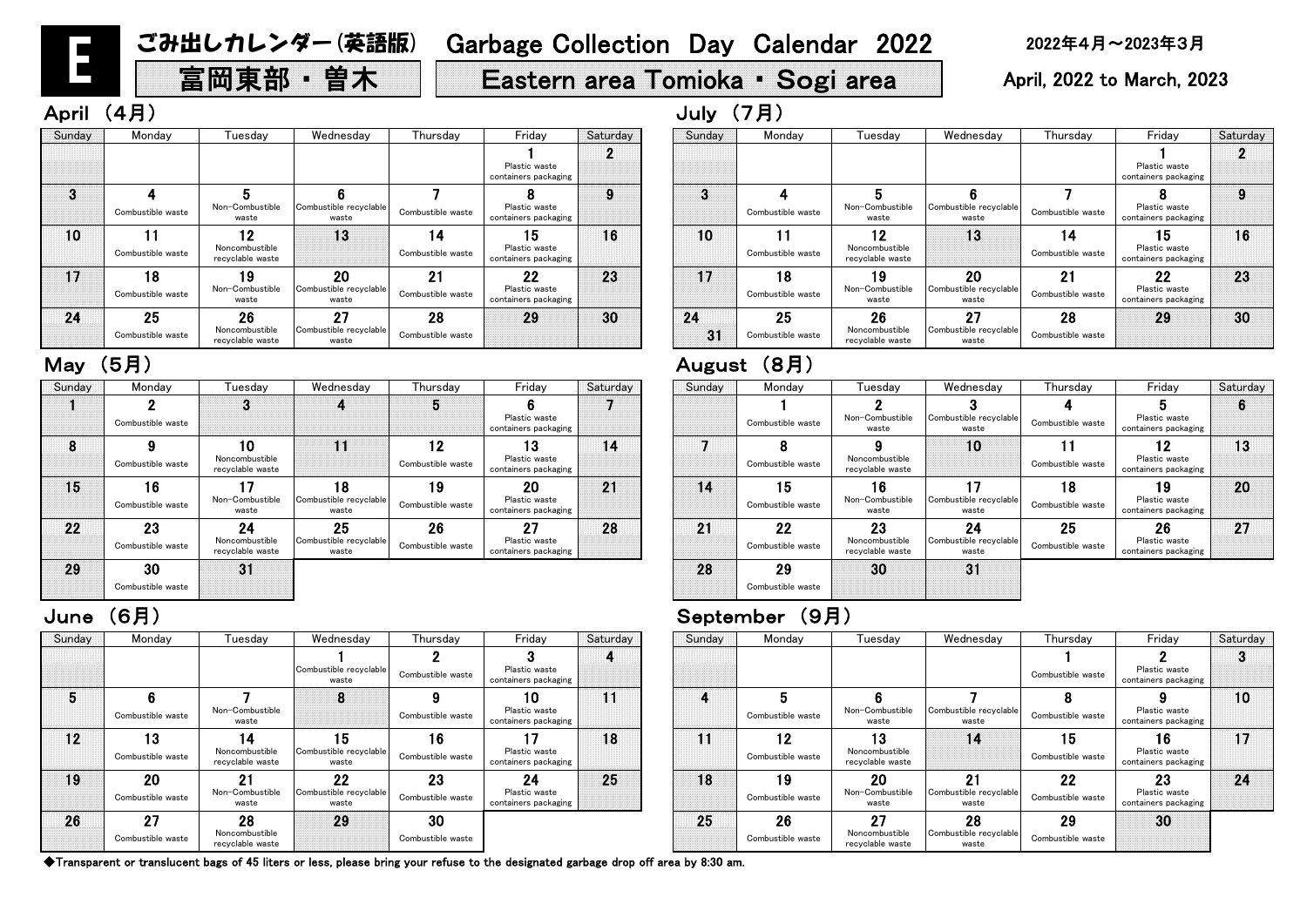# E ごみ出しカレンダー(英語版) Garbage Collection Day Calendar 2022

**富岡東部・曽木** | **Eastern area Tomioka・Sogi area**

2022年4月～2023年3月
April, 2022 to March, 2023

## April （4月）

| Sunday | Monday | Tuesday | Wednesday | Thursday | Friday | Saturday |
|---|---|---|---|---|---|---|
| | | | | | 1 Plastic waste containers packaging | 2 |
| 3 | 4 Combustible waste | 5 Non-Combustible waste | 6 Combustible recyclable waste | 7 Combustible waste | 8 Plastic waste containers packaging | 9 |
| 10 | 11 Combustible waste | 12 Noncombustible recyclable waste | 13 | 14 Combustible waste | 15 Plastic waste containers packaging | 16 |
| 17 | 18 Combustible waste | 19 Non-Combustible waste | 20 Combustible recyclable waste | 21 Combustible waste | 22 Plastic waste containers packaging | 23 |
| 24 | 25 Combustible waste | 26 Noncombustible recyclable waste | 27 Combustible recyclable waste | 28 Combustible waste | 29 | 30 |

## May （5月）

| Sunday | Monday | Tuesday | Wednesday | Thursday | Friday | Saturday |
|---|---|---|---|---|---|---|
| 1 | 2 Combustible waste | 3 | 4 | 5 | 6 Plastic waste containers packaging | 7 |
| 8 | 9 Combustible waste | 10 Noncombustible recyclable waste | 11 | 12 Combustible waste | 13 Plastic waste containers packaging | 14 |
| 15 | 16 Combustible waste | 17 Non-Combustible waste | 18 Combustible recyclable waste | 19 Combustible waste | 20 Plastic waste containers packaging | 21 |
| 22 | 23 Combustible waste | 24 Noncombustible recyclable waste | 25 Combustible recyclable waste | 26 Combustible waste | 27 Plastic waste containers packaging | 28 |
| 29 | 30 Combustible waste | 31 | | | | |

## June （6月）

| Sunday | Monday | Tuesday | Wednesday | Thursday | Friday | Saturday |
|---|---|---|---|---|---|---|
| | | | 1 Combustible recyclable waste | 2 Combustible waste | 3 Plastic waste containers packaging | 4 |
| 5 | 6 Combustible waste | 7 Non-Combustible waste | 8 | 9 Combustible waste | 10 Plastic waste containers packaging | 11 |
| 12 | 13 Combustible waste | 14 Noncombustible recyclable waste | 15 Combustible recyclable waste | 16 Combustible waste | 17 Plastic waste containers packaging | 18 |
| 19 | 20 Combustible waste | 21 Non-Combustible waste | 22 Combustible recyclable waste | 23 Combustible waste | 24 Plastic waste containers packaging | 25 |
| 26 | 27 Combustible waste | 28 Noncombustible recyclable waste | 29 | 30 Combustible waste | | |

## July （7月）

| Sunday | Monday | Tuesday | Wednesday | Thursday | Friday | Saturday |
|---|---|---|---|---|---|---|
| | | | | | 1 Plastic waste containers packaging | 2 |
| 3 | 4 Combustible waste | 5 Non-Combustible waste | 6 Combustible recyclable waste | 7 Combustible waste | 8 Plastic waste containers packaging | 9 |
| 10 | 11 Combustible waste | 12 Noncombustible recyclable waste | 13 | 14 Combustible waste | 15 Plastic waste containers packaging | 16 |
| 17 | 18 Combustible waste | 19 Non-Combustible waste | 20 Combustible recyclable waste | 21 Combustible waste | 22 Plastic waste containers packaging | 23 |
| 24 / 31 | 25 Combustible waste | 26 Noncombustible recyclable waste | 27 Combustible recyclable waste | 28 Combustible waste | 29 | 30 |

## August （8月）

| Sunday | Monday | Tuesday | Wednesday | Thursday | Friday | Saturday |
|---|---|---|---|---|---|---|
| | 1 Combustible waste | 2 Non-Combustible waste | 3 Combustible recyclable waste | 4 Combustible waste | 5 Plastic waste containers packaging | 6 |
| 7 | 8 Combustible waste | 9 Noncombustible recyclable waste | 10 | 11 Combustible waste | 12 Plastic waste containers packaging | 13 |
| 14 | 15 Combustible waste | 16 Non-Combustible waste | 17 Combustible recyclable waste | 18 Combustible waste | 19 Plastic waste containers packaging | 20 |
| 21 | 22 Combustible waste | 23 Noncombustible recyclable waste | 24 Combustible recyclable waste | 25 Combustible waste | 26 Plastic waste containers packaging | 27 |
| 28 | 29 Combustible waste | 30 | 31 | | | |

## September （9月）

| Sunday | Monday | Tuesday | Wednesday | Thursday | Friday | Saturday |
|---|---|---|---|---|---|---|
| | | | | 1 Combustible waste | 2 Plastic waste containers packaging | 3 |
| 4 | 5 Combustible waste | 6 Non-Combustible waste | 7 Combustible recyclable waste | 8 Combustible waste | 9 Plastic waste containers packaging | 10 |
| 11 | 12 Combustible waste | 13 Noncombustible recyclable waste | 14 | 15 Combustible waste | 16 Plastic waste containers packaging | 17 |
| 18 | 19 Combustible waste | 20 Non-Combustible waste | 21 Combustible recyclable waste | 22 Combustible waste | 23 Plastic waste containers packaging | 24 |
| 25 | 26 Combustible waste | 27 Noncombustible recyclable waste | 28 Combustible recyclable waste | 29 Combustible waste | 30 | |

◆Transparent or translucent bags of 45 liters or less, please bring your refuse to the designated garbage drop off area by 8:30 am.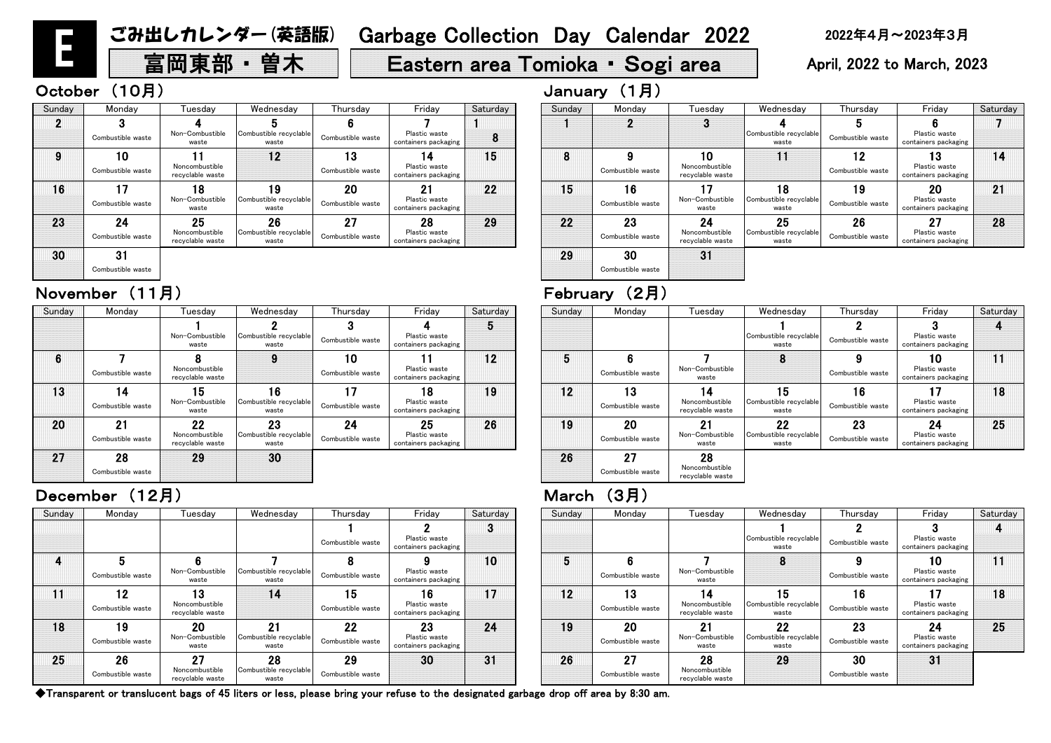# E ごみ出しカレンダー(英語版) Garbage Collection Day Calendar 2022

## 富岡東部・曽木 Eastern area Tomioka・Sogi area

2022年4月～2023年3月

April, 2022 to March, 2023

### October (10月)

| Sunday | Monday | Tuesday | Wednesday | Thursday | Friday | Saturday |
|---|---|---|---|---|---|---|
| | | | | | | 1 |
| 2 | 3 Combustible waste | 4 Non-Combustible waste | 5 Combustible recyclable waste | 6 Combustible waste | 7 Plastic waste containers packaging | 8 |
| 9 | 10 Combustible waste | 11 Noncombustible recyclable waste | 12 | 13 Combustible waste | 14 Plastic waste containers packaging | 15 |
| 16 | 17 Combustible waste | 18 Non-Combustible waste | 19 Combustible recyclable waste | 20 Combustible waste | 21 Plastic waste containers packaging | 22 |
| 23 | 24 Combustible waste | 25 Noncombustible recyclable waste | 26 Combustible recyclable waste | 27 Combustible waste | 28 Plastic waste containers packaging | 29 |
| 30 | 31 Combustible waste | | | | | |

### November (11月)

| Sunday | Monday | Tuesday | Wednesday | Thursday | Friday | Saturday |
|---|---|---|---|---|---|---|
| | | 1 Non-Combustible waste | 2 Combustible recyclable waste | 3 Combustible waste | 4 Plastic waste containers packaging | 5 |
| 6 | 7 Combustible waste | 8 Noncombustible recyclable waste | 9 | 10 Combustible waste | 11 Plastic waste containers packaging | 12 |
| 13 | 14 Combustible waste | 15 Non-Combustible waste | 16 Combustible recyclable waste | 17 Combustible waste | 18 Plastic waste containers packaging | 19 |
| 20 | 21 Combustible waste | 22 Noncombustible recyclable waste | 23 Combustible recyclable waste | 24 Combustible waste | 25 Plastic waste containers packaging | 26 |
| 27 | 28 Combustible waste | 29 | 30 | | | |

### December (12月)

| Sunday | Monday | Tuesday | Wednesday | Thursday | Friday | Saturday |
|---|---|---|---|---|---|---|
| | | | | 1 Combustible waste | 2 Plastic waste containers packaging | 3 |
| 4 | 5 Combustible waste | 6 Non-Combustible waste | 7 Combustible recyclable waste | 8 Combustible waste | 9 Plastic waste containers packaging | 10 |
| 11 | 12 Combustible waste | 13 Noncombustible recyclable waste | 14 | 15 Combustible waste | 16 Plastic waste containers packaging | 17 |
| 18 | 19 Combustible waste | 20 Non-Combustible waste | 21 Combustible recyclable waste | 22 Combustible waste | 23 Plastic waste containers packaging | 24 |
| 25 | 26 Combustible waste | 27 Noncombustible recyclable waste | 28 Combustible recyclable waste | 29 Combustible waste | 30 | 31 |

### January (1月)

| Sunday | Monday | Tuesday | Wednesday | Thursday | Friday | Saturday |
|---|---|---|---|---|---|---|
| 1 | 2 | 3 | 4 Combustible recyclable waste | 5 Combustible waste | 6 Plastic waste containers packaging | 7 |
| 8 | 9 Combustible waste | 10 Noncombustible recyclable waste | 11 | 12 Combustible waste | 13 Plastic waste containers packaging | 14 |
| 15 | 16 Combustible waste | 17 Non-Combustible waste | 18 Combustible recyclable waste | 19 Combustible waste | 20 Plastic waste containers packaging | 21 |
| 22 | 23 Combustible waste | 24 Noncombustible recyclable waste | 25 Combustible recyclable waste | 26 Combustible waste | 27 Plastic waste containers packaging | 28 |
| 29 | 30 Combustible waste | 31 | | | | |

### February (2月)

| Sunday | Monday | Tuesday | Wednesday | Thursday | Friday | Saturday |
|---|---|---|---|---|---|---|
| | | | 1 Combustible recyclable waste | 2 Combustible waste | 3 Plastic waste containers packaging | 4 |
| 5 | 6 Combustible waste | 7 Non-Combustible waste | 8 | 9 Combustible waste | 10 Plastic waste containers packaging | 11 |
| 12 | 13 Combustible waste | 14 Noncombustible recyclable waste | 15 Combustible recyclable waste | 16 Combustible waste | 17 Plastic waste containers packaging | 18 |
| 19 | 20 Combustible waste | 21 Non-Combustible waste | 22 Combustible recyclable waste | 23 Combustible waste | 24 Plastic waste containers packaging | 25 |
| 26 | 27 Combustible waste | 28 Noncombustible recyclable waste | | | | |

### March (3月)

| Sunday | Monday | Tuesday | Wednesday | Thursday | Friday | Saturday |
|---|---|---|---|---|---|---|
| | | | 1 Combustible recyclable waste | 2 Combustible waste | 3 Plastic waste containers packaging | 4 |
| 5 | 6 Combustible waste | 7 Non-Combustible waste | 8 | 9 Combustible waste | 10 Plastic waste containers packaging | 11 |
| 12 | 13 Combustible waste | 14 Noncombustible recyclable waste | 15 Combustible recyclable waste | 16 Combustible waste | 17 Plastic waste containers packaging | 18 |
| 19 | 20 Combustible waste | 21 Non-Combustible waste | 22 Combustible recyclable waste | 23 Combustible waste | 24 Plastic waste containers packaging | 25 |
| 26 | 27 Combustible waste | 28 Noncombustible recyclable waste | 29 | 30 Combustible waste | 31 | |

◆Transparent or translucent bags of 45 liters or less, please bring your refuse to the designated garbage drop off area by 8:30 am.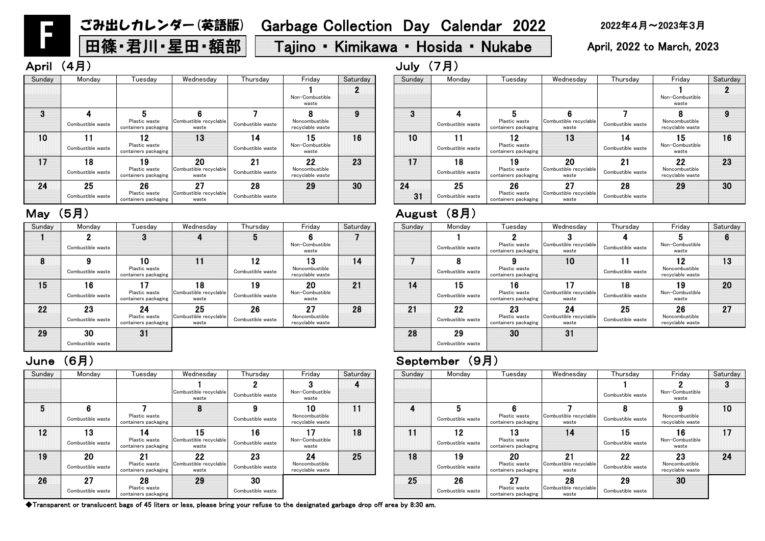# F ごみ出しカレンダー(英語版) Garbage Collection Day Calendar 2022

## 田篠・君川・星田・額部 Tajino ・ Kimikawa ・ Hosida ・ Nukabe

2022年4月～2023年3月

April, 2022 to March, 2023

### April （4月）

| Sunday | Monday | Tuesday | Wednesday | Thursday | Friday | Saturday |
|---|---|---|---|---|---|---|
| | | | | | 1 Non−Combustible waste | 2 |
| 3 | 4 Combustible waste | 5 Plastic waste containers packaging | 6 Combustible recyclable waste | 7 Combustible waste | 8 Noncombustible recyclable waste | 9 |
| 10 | 11 Combustible waste | 12 Plastic waste containers packaging | 13 | 14 Combustible waste | 15 Non−Combustible waste | 16 |
| 17 | 18 Combustible waste | 19 Plastic waste containers packaging | 20 Combustible recyclable waste | 21 Combustible waste | 22 Noncombustible recyclable waste | 23 |
| 24 | 25 Combustible waste | 26 Plastic waste containers packaging | 27 Combustible recyclable waste | 28 Combustible waste | 29 | 30 |

### May （5月）

| Sunday | Monday | Tuesday | Wednesday | Thursday | Friday | Saturday |
|---|---|---|---|---|---|---|
| 1 | 2 Combustible waste | 3 | 4 | 5 | 6 Non−Combustible waste | 7 |
| 8 | 9 Combustible waste | 10 Plastic waste containers packaging | 11 | 12 Combustible waste | 13 Noncombustible recyclable waste | 14 |
| 15 | 16 Combustible waste | 17 Plastic waste containers packaging | 18 Combustible recyclable waste | 19 Combustible waste | 20 Non−Combustible waste | 21 |
| 22 | 23 Combustible waste | 24 Plastic waste containers packaging | 25 Combustible recyclable waste | 26 Combustible waste | 27 Noncombustible recyclable waste | 28 |
| 29 | 30 Combustible waste | 31 | | | | |

### June （6月）

| Sunday | Monday | Tuesday | Wednesday | Thursday | Friday | Saturday |
|---|---|---|---|---|---|---|
| | | | 1 Combustible recyclable waste | 2 Combustible waste | 3 Non−Combustible waste | 4 |
| 5 | 6 Combustible waste | 7 Plastic waste containers packaging | 8 | 9 Combustible waste | 10 Noncombustible recyclable waste | 11 |
| 12 | 13 Combustible waste | 14 Plastic waste containers packaging | 15 Combustible recyclable waste | 16 Combustible waste | 17 Non−Combustible waste | 18 |
| 19 | 20 Combustible waste | 21 Plastic waste containers packaging | 22 Combustible recyclable waste | 23 Combustible waste | 24 Noncombustible recyclable waste | 25 |
| 26 | 27 Combustible waste | 28 Plastic waste containers packaging | 29 | 30 Combustible waste | | |

### July （7月）

| Sunday | Monday | Tuesday | Wednesday | Thursday | Friday | Saturday |
|---|---|---|---|---|---|---|
| | | | | | 1 Non−Combustible waste | 2 |
| 3 | 4 Combustible waste | 5 Plastic waste containers packaging | 6 Combustible recyclable waste | 7 Combustible waste | 8 Noncombustible recyclable waste | 9 |
| 10 | 11 Combustible waste | 12 Plastic waste containers packaging | 13 | 14 Combustible waste | 15 Non−Combustible waste | 16 |
| 17 | 18 Combustible waste | 19 Plastic waste containers packaging | 20 Combustible recyclable waste | 21 Combustible waste | 22 Noncombustible recyclable waste | 23 |
| 24 / 31 | 25 Combustible waste | 26 Plastic waste containers packaging | 27 Combustible recyclable waste | 28 Combustible waste | 29 | 30 |

### August （8月）

| Sunday | Monday | Tuesday | Wednesday | Thursday | Friday | Saturday |
|---|---|---|---|---|---|---|
| | 1 Combustible waste | 2 Plastic waste containers packaging | 3 Combustible recyclable waste | 4 Combustible waste | 5 Non−Combustible waste | 6 |
| 7 | 8 Combustible waste | 9 Plastic waste containers packaging | 10 | 11 Combustible waste | 12 Noncombustible recyclable waste | 13 |
| 14 | 15 Combustible waste | 16 Plastic waste containers packaging | 17 Combustible recyclable waste | 18 Combustible waste | 19 Non−Combustible waste | 20 |
| 21 | 22 Combustible waste | 23 Plastic waste containers packaging | 24 Combustible recyclable waste | 25 Combustible waste | 26 Noncombustible recyclable waste | 27 |
| 28 | 29 Combustible waste | 30 | 31 | | | |

### September （9月）

| Sunday | Monday | Tuesday | Wednesday | Thursday | Friday | Saturday |
|---|---|---|---|---|---|---|
| | | | | 1 Combustible waste | 2 Non−Combustible waste | 3 |
| 4 | 5 Combustible waste | 6 Plastic waste containers packaging | 7 Combustible recyclable waste | 8 Combustible waste | 9 Noncombustible recyclable waste | 10 |
| 11 | 12 Combustible waste | 13 Plastic waste containers packaging | 14 | 15 Combustible waste | 16 Non−Combustible waste | 17 |
| 18 | 19 Combustible waste | 20 Plastic waste containers packaging | 21 Combustible recyclable waste | 22 Combustible waste | 23 Noncombustible recyclable waste | 24 |
| 25 | 26 Combustible waste | 27 Plastic waste containers packaging | 28 Combustible recyclable waste | 29 Combustible waste | 30 | |

◆Transparent or translucent bags of 45 liters or less, please bring your refuse to the designated garbage drop off area by 8:30 am.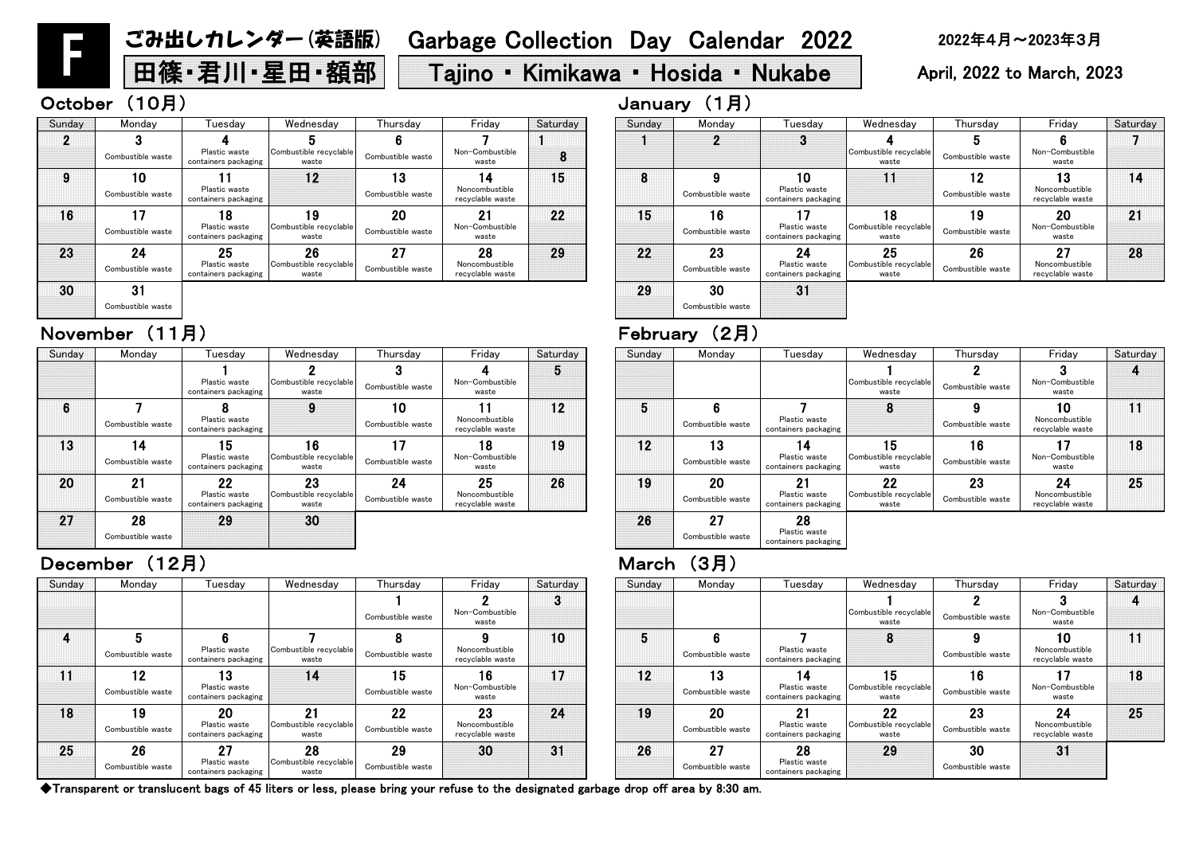# F ごみ出しカレンダー（英語版） Garbage Collection Day Calendar 2022

**田篠・君川・星田・額部 Tajino ・ Kimikawa ・ Hosida ・ Nukabe**

2022年４月～2023年３月 April, 2022 to March, 2023

## October （10月）

| Sunday | Monday | Tuesday | Wednesday | Thursday | Friday | Saturday |
|---|---|---|---|---|---|---|
| 2 | 3 Combustible waste | 4 Plastic waste containers packaging | 5 Combustible recyclable waste | 6 Combustible waste | 7 Non-Combustible waste | 1 8 |
| 9 | 10 Combustible waste | 11 Plastic waste containers packaging | 12 | 13 Combustible waste | 14 Noncombustible recyclable waste | 15 |
| 16 | 17 Combustible waste | 18 Plastic waste containers packaging | 19 Combustible recyclable waste | 20 Combustible waste | 21 Non-Combustible waste | 22 |
| 23 | 24 Combustible waste | 25 Plastic waste containers packaging | 26 Combustible recyclable waste | 27 Combustible waste | 28 Noncombustible recyclable waste | 29 |
| 30 | 31 Combustible waste | | | | | |

## November （11月）

| Sunday | Monday | Tuesday | Wednesday | Thursday | Friday | Saturday |
|---|---|---|---|---|---|---|
| | | 1 Plastic waste containers packaging | 2 Combustible recyclable waste | 3 Combustible waste | 4 Non-Combustible waste | 5 |
| 6 | 7 Combustible waste | 8 Plastic waste containers packaging | 9 | 10 Combustible waste | 11 Noncombustible recyclable waste | 12 |
| 13 | 14 Combustible waste | 15 Plastic waste containers packaging | 16 Combustible recyclable waste | 17 Combustible waste | 18 Non-Combustible waste | 19 |
| 20 | 21 Combustible waste | 22 Plastic waste containers packaging | 23 Combustible recyclable waste | 24 Combustible waste | 25 Noncombustible recyclable waste | 26 |
| 27 | 28 Combustible waste | 29 | 30 | | | |

## December （12月）

| Sunday | Monday | Tuesday | Wednesday | Thursday | Friday | Saturday |
|---|---|---|---|---|---|---|
| | | | | 1 Combustible waste | 2 Non-Combustible waste | 3 |
| 4 | 5 Combustible waste | 6 Plastic waste containers packaging | 7 Combustible recyclable waste | 8 Combustible waste | 9 Noncombustible recyclable waste | 10 |
| 11 | 12 Combustible waste | 13 Plastic waste containers packaging | 14 | 15 Combustible waste | 16 Non-Combustible waste | 17 |
| 18 | 19 Combustible waste | 20 Plastic waste containers packaging | 21 Combustible recyclable waste | 22 Combustible waste | 23 Noncombustible recyclable waste | 24 |
| 25 | 26 Combustible waste | 27 Plastic waste containers packaging | 28 Combustible recyclable waste | 29 Combustible waste | 30 | 31 |

## January （1月）

| Sunday | Monday | Tuesday | Wednesday | Thursday | Friday | Saturday |
|---|---|---|---|---|---|---|
| 1 | 2 | 3 | 4 Combustible recyclable waste | 5 Combustible waste | 6 Non-Combustible waste | 7 |
| 8 | 9 Combustible waste | 10 Plastic waste containers packaging | 11 | 12 Combustible waste | 13 Noncombustible recyclable waste | 14 |
| 15 | 16 Combustible waste | 17 Plastic waste containers packaging | 18 Combustible recyclable waste | 19 Combustible waste | 20 Non-Combustible waste | 21 |
| 22 | 23 Combustible waste | 24 Plastic waste containers packaging | 25 Combustible recyclable waste | 26 Combustible waste | 27 Noncombustible recyclable waste | 28 |
| 29 | 30 Combustible waste | 31 | | | | |

## February （2月）

| Sunday | Monday | Tuesday | Wednesday | Thursday | Friday | Saturday |
|---|---|---|---|---|---|---|
| | | | 1 Combustible recyclable waste | 2 Combustible waste | 3 Non-Combustible waste | 4 |
| 5 | 6 Combustible waste | 7 Plastic waste containers packaging | 8 | 9 Combustible waste | 10 Noncombustible recyclable waste | 11 |
| 12 | 13 Combustible waste | 14 Plastic waste containers packaging | 15 Combustible recyclable waste | 16 Combustible waste | 17 Non-Combustible waste | 18 |
| 19 | 20 Combustible waste | 21 Plastic waste containers packaging | 22 Combustible recyclable waste | 23 Combustible waste | 24 Noncombustible recyclable waste | 25 |
| 26 | 27 Combustible waste | 28 Plastic waste containers packaging | | | | |

## March （3月）

| Sunday | Monday | Tuesday | Wednesday | Thursday | Friday | Saturday |
|---|---|---|---|---|---|---|
| | | | 1 Combustible recyclable waste | 2 Combustible waste | 3 Non-Combustible waste | 4 |
| 5 | 6 Combustible waste | 7 Plastic waste containers packaging | 8 | 9 Combustible waste | 10 Noncombustible recyclable waste | 11 |
| 12 | 13 Combustible waste | 14 Plastic waste containers packaging | 15 Combustible recyclable waste | 16 Combustible waste | 17 Non-Combustible waste | 18 |
| 19 | 20 Combustible waste | 21 Plastic waste containers packaging | 22 Combustible recyclable waste | 23 Combustible waste | 24 Noncombustible recyclable waste | 25 |
| 26 | 27 Combustible waste | 28 Plastic waste containers packaging | 29 | 30 Combustible waste | 31 | |

◆Transparent or translucent bags of 45 liters or less, please bring your refuse to the designated garbage drop off area by 8:30 am.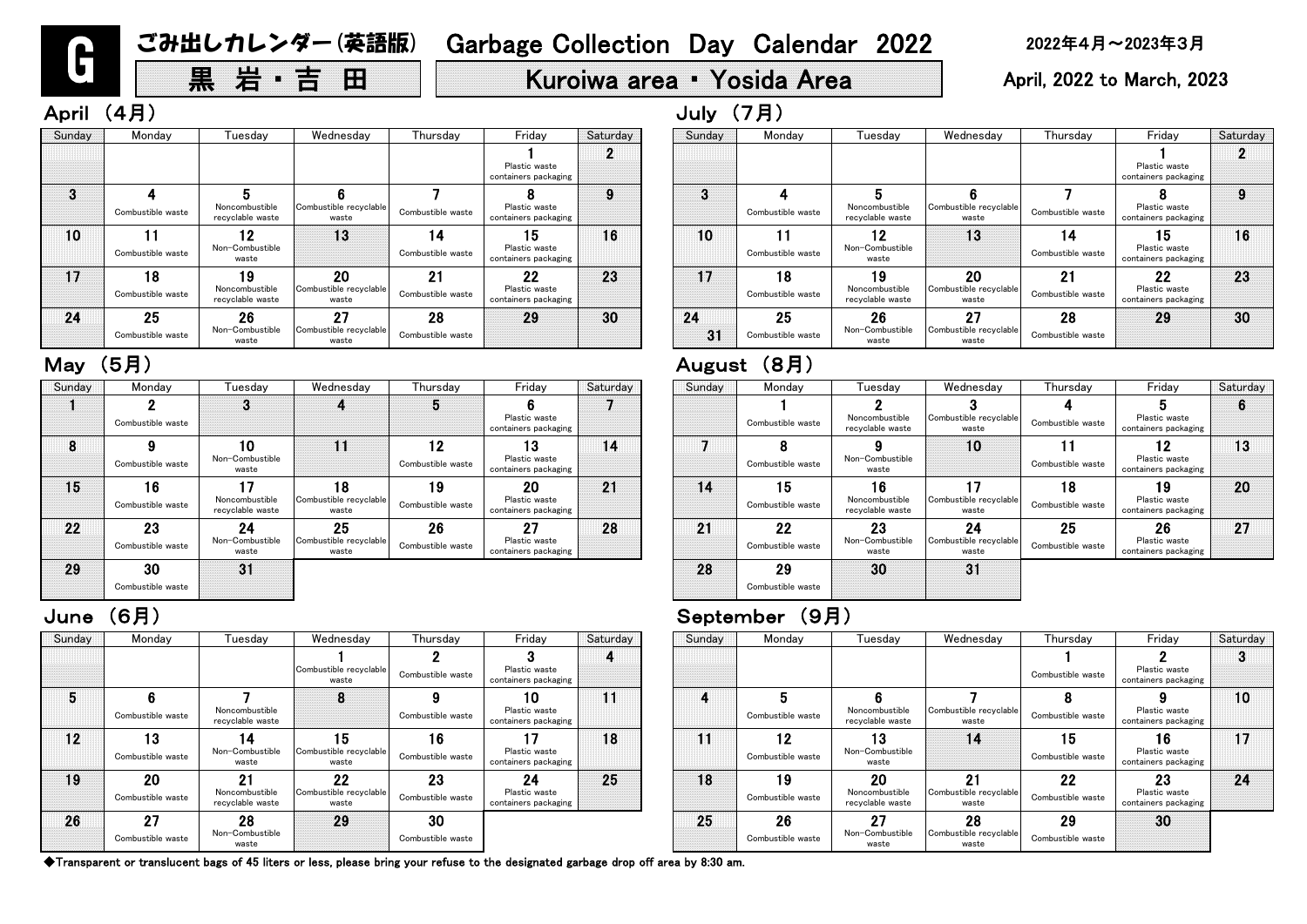# G ごみ出しカレンダー(英語版) Garbage Collection Day Calendar 2022

**黒 岩・吉 田** | **Kuroiwa area・Yosida Area**

2022年4月～2023年3月

April, 2022 to March, 2023

## April （4月）

| Sunday | Monday | Tuesday | Wednesday | Thursday | Friday | Saturday |
|---|---|---|---|---|---|---|
| | | | | | 1 Plastic waste containers packaging | 2 |
| 3 | 4 Combustible waste | 5 Noncombustible recyclable waste | 6 Combustible recyclable waste | 7 Combustible waste | 8 Plastic waste containers packaging | 9 |
| 10 | 11 Combustible waste | 12 Non-Combustible waste | 13 | 14 Combustible waste | 15 Plastic waste containers packaging | 16 |
| 17 | 18 Combustible waste | 19 Noncombustible recyclable waste | 20 Combustible recyclable waste | 21 Combustible waste | 22 Plastic waste containers packaging | 23 |
| 24 | 25 Combustible waste | 26 Non-Combustible waste | 27 Combustible recyclable waste | 28 Combustible waste | 29 | 30 |

## May （5月）

| Sunday | Monday | Tuesday | Wednesday | Thursday | Friday | Saturday |
|---|---|---|---|---|---|---|
| 1 | 2 Combustible waste | 3 | 4 | 5 | 6 Plastic waste containers packaging | 7 |
| 8 | 9 Combustible waste | 10 Non-Combustible waste | 11 | 12 Combustible waste | 13 Plastic waste containers packaging | 14 |
| 15 | 16 Combustible waste | 17 Noncombustible recyclable waste | 18 Combustible recyclable waste | 19 Combustible waste | 20 Plastic waste containers packaging | 21 |
| 22 | 23 Combustible waste | 24 Non-Combustible waste | 25 Combustible recyclable waste | 26 Combustible waste | 27 Plastic waste containers packaging | 28 |
| 29 | 30 Combustible waste | 31 | | | | |

## June （6月）

| Sunday | Monday | Tuesday | Wednesday | Thursday | Friday | Saturday |
|---|---|---|---|---|---|---|
| | | | 1 Combustible recyclable waste | 2 Combustible waste | 3 Plastic waste containers packaging | 4 |
| 5 | 6 Combustible waste | 7 Noncombustible recyclable waste | 8 | 9 Combustible waste | 10 Plastic waste containers packaging | 11 |
| 12 | 13 Combustible waste | 14 Non-Combustible waste | 15 Combustible recyclable waste | 16 Combustible waste | 17 Plastic waste containers packaging | 18 |
| 19 | 20 Combustible waste | 21 Noncombustible recyclable waste | 22 Combustible recyclable waste | 23 Combustible waste | 24 Plastic waste containers packaging | 25 |
| 26 | 27 Combustible waste | 28 Non-Combustible waste | 29 | 30 Combustible waste | | |

## July （7月）

| Sunday | Monday | Tuesday | Wednesday | Thursday | Friday | Saturday |
|---|---|---|---|---|---|---|
| | | | | | 1 Plastic waste containers packaging | 2 |
| 3 | 4 Combustible waste | 5 Noncombustible recyclable waste | 6 Combustible recyclable waste | 7 Combustible waste | 8 Plastic waste containers packaging | 9 |
| 10 | 11 Combustible waste | 12 Non-Combustible waste | 13 | 14 Combustible waste | 15 Plastic waste containers packaging | 16 |
| 17 | 18 Combustible waste | 19 Noncombustible recyclable waste | 20 Combustible recyclable waste | 21 Combustible waste | 22 Plastic waste containers packaging | 23 |
| 24 / 31 | 25 Combustible waste | 26 Non-Combustible waste | 27 Combustible recyclable waste | 28 Combustible waste | 29 | 30 |

## August （8月）

| Sunday | Monday | Tuesday | Wednesday | Thursday | Friday | Saturday |
|---|---|---|---|---|---|---|
| | 1 Combustible waste | 2 Noncombustible recyclable waste | 3 Combustible recyclable waste | 4 Combustible waste | 5 Plastic waste containers packaging | 6 |
| 7 | 8 Combustible waste | 9 Non-Combustible waste | 10 | 11 Combustible waste | 12 Plastic waste containers packaging | 13 |
| 14 | 15 Combustible waste | 16 Noncombustible recyclable waste | 17 Combustible recyclable waste | 18 Combustible waste | 19 Plastic waste containers packaging | 20 |
| 21 | 22 Combustible waste | 23 Non-Combustible waste | 24 Combustible recyclable waste | 25 Combustible waste | 26 Plastic waste containers packaging | 27 |
| 28 | 29 Combustible waste | 30 | 31 | | | |

## September （9月）

| Sunday | Monday | Tuesday | Wednesday | Thursday | Friday | Saturday |
|---|---|---|---|---|---|---|
| | | | | 1 Combustible waste | 2 Plastic waste containers packaging | 3 |
| 4 | 5 Combustible waste | 6 Noncombustible recyclable waste | 7 Combustible recyclable waste | 8 Combustible waste | 9 Plastic waste containers packaging | 10 |
| 11 | 12 Combustible waste | 13 Non-Combustible waste | 14 | 15 Combustible waste | 16 Plastic waste containers packaging | 17 |
| 18 | 19 Combustible waste | 20 Noncombustible recyclable waste | 21 Combustible recyclable waste | 22 Combustible waste | 23 Plastic waste containers packaging | 24 |
| 25 | 26 Combustible waste | 27 Non-Combustible waste | 28 Combustible recyclable waste | 29 Combustible waste | 30 | |

◆Transparent or translucent bags of 45 liters or less, please bring your refuse to the designated garbage drop off area by 8:30 am.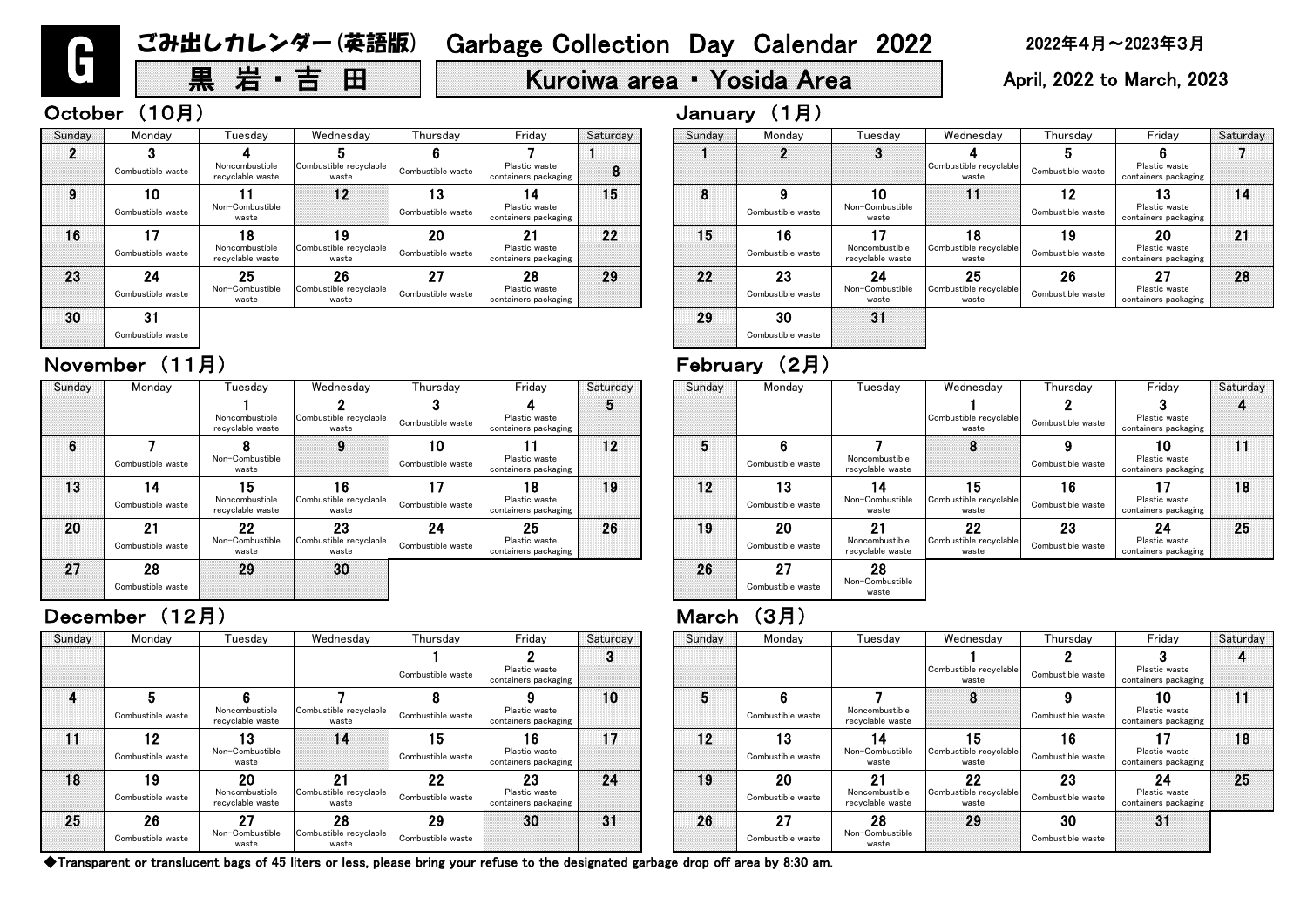# G ごみ出しカレンダー(英語版) Garbage Collection Day Calendar 2022

**黒 岩・吉 田** | **Kuroiwa area・Yosida Area**

2022年4月～2023年3月
April, 2022 to March, 2023

## October (10月)

| Sunday | Monday | Tuesday | Wednesday | Thursday | Friday | Saturday |
|---|---|---|---|---|---|---|
| 2 | 3 Combustible waste | 4 Noncombustible recyclable waste | 5 Combustible recyclable waste | 6 Combustible waste | 7 Plastic waste containers packaging | 1 8 |
| 9 | 10 Combustible waste | 11 Non-Combustible waste | 12 | 13 Combustible waste | 14 Plastic waste containers packaging | 15 |
| 16 | 17 Combustible waste | 18 Noncombustible recyclable waste | 19 Combustible recyclable waste | 20 Combustible waste | 21 Plastic waste containers packaging | 22 |
| 23 | 24 Combustible waste | 25 Non-Combustible waste | 26 Combustible recyclable waste | 27 Combustible waste | 28 Plastic waste containers packaging | 29 |
| 30 | 31 Combustible waste | | | | | |

## November (11月)

| Sunday | Monday | Tuesday | Wednesday | Thursday | Friday | Saturday |
|---|---|---|---|---|---|---|
| | | 1 Noncombustible recyclable waste | 2 Combustible recyclable waste | 3 Combustible waste | 4 Plastic waste containers packaging | 5 |
| 6 | 7 Combustible waste | 8 Non-Combustible waste | 9 | 10 Combustible waste | 11 Plastic waste containers packaging | 12 |
| 13 | 14 Combustible waste | 15 Noncombustible recyclable waste | 16 Combustible recyclable waste | 17 Combustible waste | 18 Plastic waste containers packaging | 19 |
| 20 | 21 Combustible waste | 22 Non-Combustible waste | 23 Combustible recyclable waste | 24 Combustible waste | 25 Plastic waste containers packaging | 26 |
| 27 | 28 Combustible waste | 29 | 30 | | | |

## December (12月)

| Sunday | Monday | Tuesday | Wednesday | Thursday | Friday | Saturday |
|---|---|---|---|---|---|---|
| | | | | 1 Combustible waste | 2 Plastic waste containers packaging | 3 |
| 4 | 5 Combustible waste | 6 Noncombustible recyclable waste | 7 Combustible recyclable waste | 8 Combustible waste | 9 Plastic waste containers packaging | 10 |
| 11 | 12 Combustible waste | 13 Non-Combustible waste | 14 | 15 Combustible waste | 16 Plastic waste containers packaging | 17 |
| 18 | 19 Combustible waste | 20 Noncombustible recyclable waste | 21 Combustible recyclable waste | 22 Combustible waste | 23 Plastic waste containers packaging | 24 |
| 25 | 26 Combustible waste | 27 Non-Combustible waste | 28 Combustible recyclable waste | 29 Combustible waste | 30 | 31 |

## January (1月)

| Sunday | Monday | Tuesday | Wednesday | Thursday | Friday | Saturday |
|---|---|---|---|---|---|---|
| 1 | 2 | 3 | 4 Combustible recyclable waste | 5 Combustible waste | 6 Plastic waste containers packaging | 7 |
| 8 | 9 Combustible waste | 10 Non-Combustible waste | 11 | 12 Combustible waste | 13 Plastic waste containers packaging | 14 |
| 15 | 16 Combustible waste | 17 Noncombustible recyclable waste | 18 Combustible recyclable waste | 19 Combustible waste | 20 Plastic waste containers packaging | 21 |
| 22 | 23 Combustible waste | 24 Non-Combustible waste | 25 Combustible recyclable waste | 26 Combustible waste | 27 Plastic waste containers packaging | 28 |
| 29 | 30 Combustible waste | 31 | | | | |

## February (2月)

| Sunday | Monday | Tuesday | Wednesday | Thursday | Friday | Saturday |
|---|---|---|---|---|---|---|
| | | | 1 Combustible recyclable waste | 2 Combustible waste | 3 Plastic waste containers packaging | 4 |
| 5 | 6 Combustible waste | 7 Noncombustible recyclable waste | 8 | 9 Combustible waste | 10 Plastic waste containers packaging | 11 |
| 12 | 13 Combustible waste | 14 Non-Combustible waste | 15 Combustible recyclable waste | 16 Combustible waste | 17 Plastic waste containers packaging | 18 |
| 19 | 20 Combustible waste | 21 Noncombustible recyclable waste | 22 Combustible recyclable waste | 23 Combustible waste | 24 Plastic waste containers packaging | 25 |
| 26 | 27 Combustible waste | 28 Non-Combustible waste | | | | |

## March (3月)

| Sunday | Monday | Tuesday | Wednesday | Thursday | Friday | Saturday |
|---|---|---|---|---|---|---|
| | | | 1 Combustible recyclable waste | 2 Combustible waste | 3 Plastic waste containers packaging | 4 |
| 5 | 6 Combustible waste | 7 Noncombustible recyclable waste | 8 | 9 Combustible waste | 10 Plastic waste containers packaging | 11 |
| 12 | 13 Combustible waste | 14 Non-Combustible waste | 15 Combustible recyclable waste | 16 Combustible waste | 17 Plastic waste containers packaging | 18 |
| 19 | 20 Combustible waste | 21 Noncombustible recyclable waste | 22 Combustible recyclable waste | 23 Combustible waste | 24 Plastic waste containers packaging | 25 |
| 26 | 27 Combustible waste | 28 Non-Combustible waste | 29 | 30 Combustible waste | 31 | |

◆Transparent or translucent bags of 45 liters or less, please bring your refuse to the designated garbage drop off area by 8:30 am.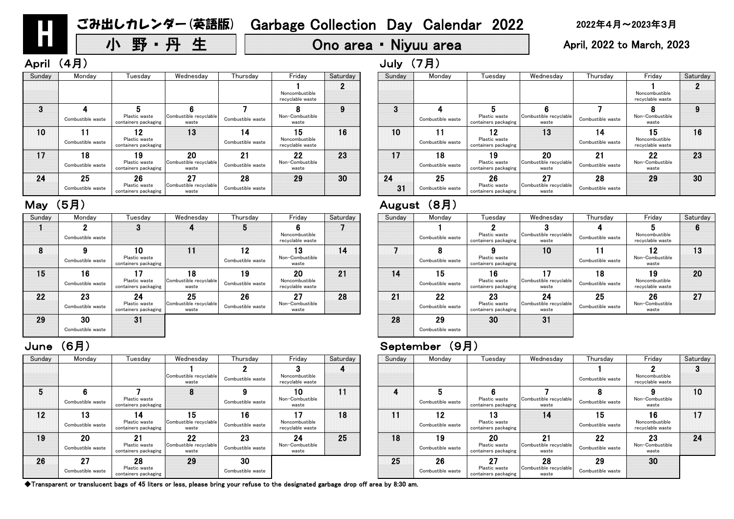# H ごみ出しカレンダー(英語版) Garbage Collection Day Calendar 2022

## 小 野・丹 生 Ono area・Niyuu area

2022年4月～2023年3月

April, 2022 to March, 2023

### April (4月)

| Sunday | Monday | Tuesday | Wednesday | Thursday | Friday | Saturday |
|---|---|---|---|---|---|---|
| | | | | | 1 Noncombustible recyclable waste | 2 |
| 3 | 4 Combustible waste | 5 Plastic waste containers packaging | 6 Combustible recyclable waste | 7 Combustible waste | 8 Non-Combustible waste | 9 |
| 10 | 11 Combustible waste | 12 Plastic waste containers packaging | 13 | 14 Combustible waste | 15 Noncombustible recyclable waste | 16 |
| 17 | 18 Combustible waste | 19 Plastic waste containers packaging | 20 Combustible recyclable waste | 21 Combustible waste | 22 Non-Combustible waste | 23 |
| 24 | 25 Combustible waste | 26 Plastic waste containers packaging | 27 Combustible recyclable waste | 28 Combustible waste | 29 | 30 |

### May (5月)

| Sunday | Monday | Tuesday | Wednesday | Thursday | Friday | Saturday |
|---|---|---|---|---|---|---|
| 1 | 2 Combustible waste | 3 | 4 | 5 | 6 Noncombustible recyclable waste | 7 |
| 8 | 9 Combustible waste | 10 Plastic waste containers packaging | 11 | 12 Combustible waste | 13 Non-Combustible waste | 14 |
| 15 | 16 Combustible waste | 17 Plastic waste containers packaging | 18 Combustible recyclable waste | 19 Combustible waste | 20 Noncombustible recyclable waste | 21 |
| 22 | 23 Combustible waste | 24 Plastic waste containers packaging | 25 Combustible recyclable waste | 26 Combustible waste | 27 Non-Combustible waste | 28 |
| 29 | 30 Combustible waste | 31 | | | | |

### June (6月)

| Sunday | Monday | Tuesday | Wednesday | Thursday | Friday | Saturday |
|---|---|---|---|---|---|---|
| | | | 1 Combustible recyclable waste | 2 Combustible waste | 3 Noncombustible recyclable waste | 4 |
| 5 | 6 Combustible waste | 7 Plastic waste containers packaging | 8 | 9 Combustible waste | 10 Non-Combustible waste | 11 |
| 12 | 13 Combustible waste | 14 Plastic waste containers packaging | 15 Combustible recyclable waste | 16 Combustible waste | 17 Noncombustible recyclable waste | 18 |
| 19 | 20 Combustible waste | 21 Plastic waste containers packaging | 22 Combustible recyclable waste | 23 Combustible waste | 24 Non-Combustible waste | 25 |
| 26 | 27 Combustible waste | 28 Plastic waste containers packaging | 29 | 30 Combustible waste | | |

### July (7月)

| Sunday | Monday | Tuesday | Wednesday | Thursday | Friday | Saturday |
|---|---|---|---|---|---|---|
| | | | | | 1 Noncombustible recyclable waste | 2 |
| 3 | 4 Combustible waste | 5 Plastic waste containers packaging | 6 Combustible recyclable waste | 7 Combustible waste | 8 Non-Combustible waste | 9 |
| 10 | 11 Combustible waste | 12 Plastic waste containers packaging | 13 | 14 Combustible waste | 15 Noncombustible recyclable waste | 16 |
| 17 | 18 Combustible waste | 19 Plastic waste containers packaging | 20 Combustible recyclable waste | 21 Combustible waste | 22 Non-Combustible waste | 23 |
| 24 / 31 | 25 Combustible waste | 26 Plastic waste containers packaging | 27 Combustible recyclable waste | 28 Combustible waste | 29 | 30 |

### August (8月)

| Sunday | Monday | Tuesday | Wednesday | Thursday | Friday | Saturday |
|---|---|---|---|---|---|---|
| | 1 Combustible waste | 2 Plastic waste containers packaging | 3 Combustible recyclable waste | 4 Combustible waste | 5 Noncombustible recyclable waste | 6 |
| 7 | 8 Combustible waste | 9 Plastic waste containers packaging | 10 | 11 Combustible waste | 12 Non-Combustible waste | 13 |
| 14 | 15 Combustible waste | 16 Plastic waste containers packaging | 17 Combustible recyclable waste | 18 Combustible waste | 19 Noncombustible recyclable waste | 20 |
| 21 | 22 Combustible waste | 23 Plastic waste containers packaging | 24 Combustible recyclable waste | 25 Combustible waste | 26 Non-Combustible waste | 27 |
| 28 | 29 Combustible waste | 30 | 31 | | | |

### September (9月)

| Sunday | Monday | Tuesday | Wednesday | Thursday | Friday | Saturday |
|---|---|---|---|---|---|---|
| | | | | 1 Combustible waste | 2 Noncombustible recyclable waste | 3 |
| 4 | 5 Combustible waste | 6 Plastic waste containers packaging | 7 Combustible recyclable waste | 8 Combustible waste | 9 Non-Combustible waste | 10 |
| 11 | 12 Combustible waste | 13 Plastic waste containers packaging | 14 | 15 Combustible waste | 16 Noncombustible recyclable waste | 17 |
| 18 | 19 Combustible waste | 20 Plastic waste containers packaging | 21 Combustible recyclable waste | 22 Combustible waste | 23 Non-Combustible waste | 24 |
| 25 | 26 Combustible waste | 27 Plastic waste containers packaging | 28 Combustible recyclable waste | 29 Combustible waste | 30 | |

◆Transparent or translucent bags of 45 liters or less, please bring your refuse to the designated garbage drop off area by 8:30 am.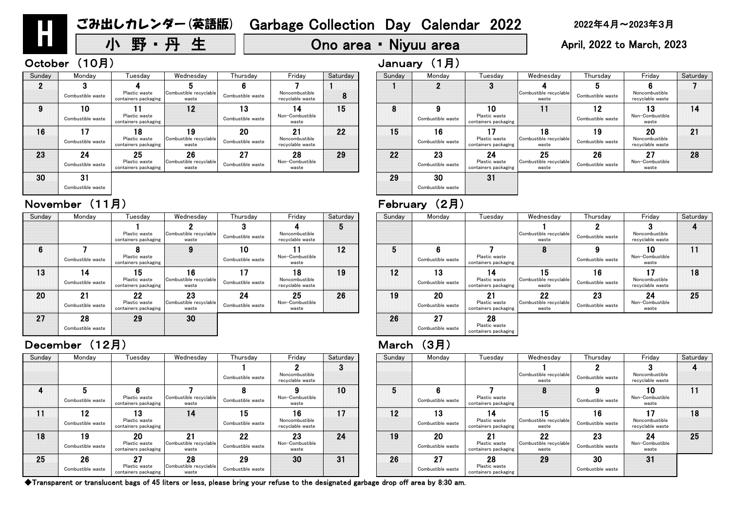# H ごみ出しカレンダー(英語版) Garbage Collection Day Calendar 2022

小 野・丹 生 | Ono area・Niyuu area

2022年4月～2023年3月

April, 2022 to March, 2023

## October （10月）

| Sunday | Monday | Tuesday | Wednesday | Thursday | Friday | Saturday |
|---|---|---|---|---|---|---|
| 2 | 3 Combustible waste | 4 Plastic waste containers packaging | 5 Combustible recyclable waste | 6 Combustible waste | 7 Noncombustible recyclable waste | 1 8 |
| 9 | 10 Combustible waste | 11 Plastic waste containers packaging | 12 | 13 Combustible waste | 14 Non-Combustible waste | 15 |
| 16 | 17 Combustible waste | 18 Plastic waste containers packaging | 19 Combustible recyclable waste | 20 Combustible waste | 21 Noncombustible recyclable waste | 22 |
| 23 | 24 Combustible waste | 25 Plastic waste containers packaging | 26 Combustible recyclable waste | 27 Combustible waste | 28 Non-Combustible waste | 29 |
| 30 | 31 Combustible waste | | | | | |

## November （11月）

| Sunday | Monday | Tuesday | Wednesday | Thursday | Friday | Saturday |
|---|---|---|---|---|---|---|
| | | 1 Plastic waste containers packaging | 2 Combustible recyclable waste | 3 Combustible waste | 4 Noncombustible recyclable waste | 5 |
| 6 | 7 Combustible waste | 8 Plastic waste containers packaging | 9 | 10 Combustible waste | 11 Non-Combustible waste | 12 |
| 13 | 14 Combustible waste | 15 Plastic waste containers packaging | 16 Combustible recyclable waste | 17 Combustible waste | 18 Noncombustible recyclable waste | 19 |
| 20 | 21 Combustible waste | 22 Plastic waste containers packaging | 23 Combustible recyclable waste | 24 Combustible waste | 25 Non-Combustible waste | 26 |
| 27 | 28 Combustible waste | 29 | 30 | | | |

## December （12月）

| Sunday | Monday | Tuesday | Wednesday | Thursday | Friday | Saturday |
|---|---|---|---|---|---|---|
| | | | | 1 Combustible waste | 2 Noncombustible recyclable waste | 3 |
| 4 | 5 Combustible waste | 6 Plastic waste containers packaging | 7 Combustible recyclable waste | 8 Combustible waste | 9 Non-Combustible waste | 10 |
| 11 | 12 Combustible waste | 13 Plastic waste containers packaging | 14 | 15 Combustible waste | 16 Noncombustible recyclable waste | 17 |
| 18 | 19 Combustible waste | 20 Plastic waste containers packaging | 21 Combustible recyclable waste | 22 Combustible waste | 23 Non-Combustible waste | 24 |
| 25 | 26 Combustible waste | 27 Plastic waste containers packaging | 28 Combustible recyclable waste | 29 Combustible waste | 30 | 31 |

## January （1月）

| Sunday | Monday | Tuesday | Wednesday | Thursday | Friday | Saturday |
|---|---|---|---|---|---|---|
| 1 | 2 | 3 | 4 Combustible recyclable waste | 5 Combustible waste | 6 Noncombustible recyclable waste | 7 |
| 8 | 9 Combustible waste | 10 Plastic waste containers packaging | 11 | 12 Combustible waste | 13 Non-Combustible waste | 14 |
| 15 | 16 Combustible waste | 17 Plastic waste containers packaging | 18 Combustible recyclable waste | 19 Combustible waste | 20 Noncombustible recyclable waste | 21 |
| 22 | 23 Combustible waste | 24 Plastic waste containers packaging | 25 Combustible recyclable waste | 26 Combustible waste | 27 Non-Combustible waste | 28 |
| 29 | 30 Combustible waste | 31 | | | | |

## February （2月）

| Sunday | Monday | Tuesday | Wednesday | Thursday | Friday | Saturday |
|---|---|---|---|---|---|---|
| | | | 1 Combustible recyclable waste | 2 Combustible waste | 3 Noncombustible recyclable waste | 4 |
| 5 | 6 Combustible waste | 7 Plastic waste containers packaging | 8 | 9 Combustible waste | 10 Non-Combustible waste | 11 |
| 12 | 13 Combustible waste | 14 Plastic waste containers packaging | 15 Combustible recyclable waste | 16 Combustible waste | 17 Noncombustible recyclable waste | 18 |
| 19 | 20 Combustible waste | 21 Plastic waste containers packaging | 22 Combustible recyclable waste | 23 Combustible waste | 24 Non-Combustible waste | 25 |
| 26 | 27 Combustible waste | 28 Plastic waste containers packaging | | | | |

## March （3月）

| Sunday | Monday | Tuesday | Wednesday | Thursday | Friday | Saturday |
|---|---|---|---|---|---|---|
| | | | 1 Combustible recyclable waste | 2 Combustible waste | 3 Noncombustible recyclable waste | 4 |
| 5 | 6 Combustible waste | 7 Plastic waste containers packaging | 8 | 9 Combustible waste | 10 Non-Combustible waste | 11 |
| 12 | 13 Combustible waste | 14 Plastic waste containers packaging | 15 Combustible recyclable waste | 16 Combustible waste | 17 Noncombustible recyclable waste | 18 |
| 19 | 20 Combustible waste | 21 Plastic waste containers packaging | 22 Combustible recyclable waste | 23 Combustible waste | 24 Non-Combustible waste | 25 |
| 26 | 27 Combustible waste | 28 Plastic waste containers packaging | 29 | 30 Combustible waste | 31 | |

◆Transparent or translucent bags of 45 liters or less, please bring your refuse to the designated garbage drop off area by 8:30 am.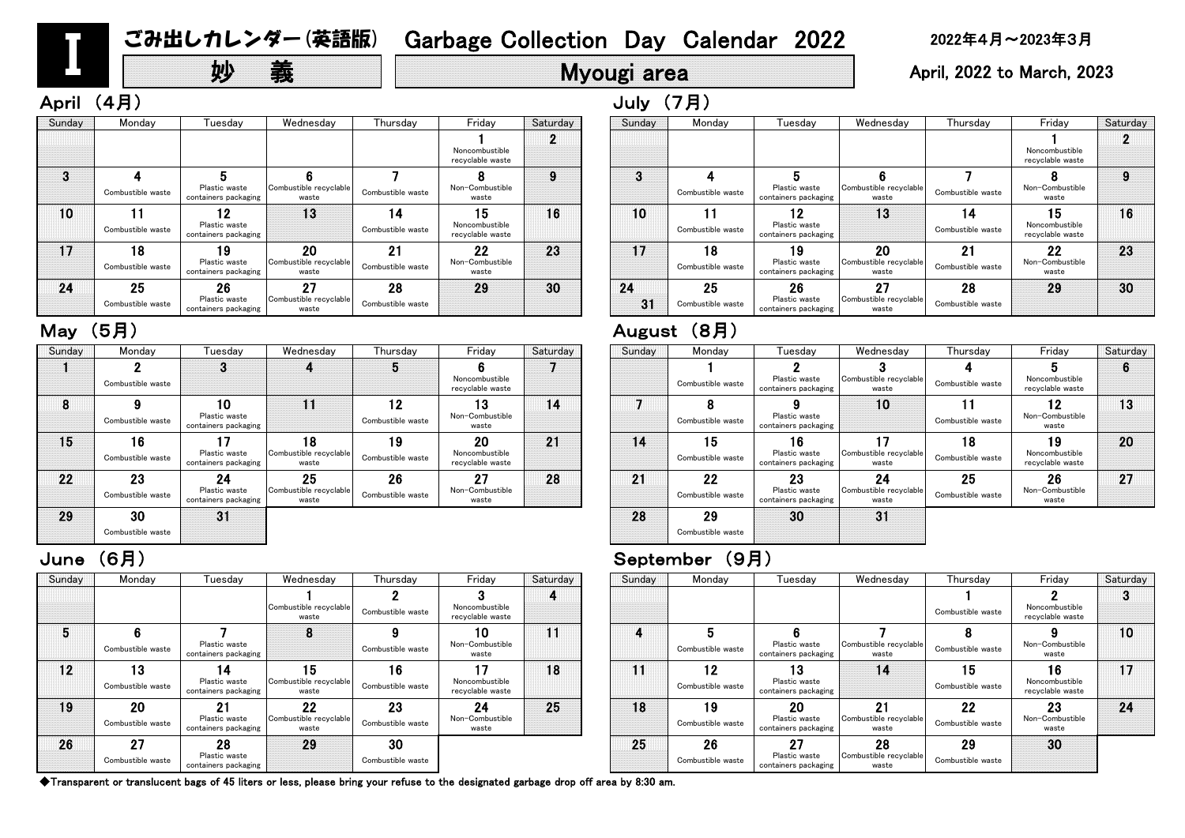# I ごみ出しカレンダー(英語版) Garbage Collection Day Calendar 2022

## 妙　義　Myougi area

2022年4月～2023年3月

April, 2022 to March, 2023

### April （4月）

| Sunday | Monday | Tuesday | Wednesday | Thursday | Friday | Saturday |
|---|---|---|---|---|---|---|
| | | | | | 1 Noncombustible recyclable waste | 2 |
| 3 | 4 Combustible waste | 5 Plastic waste containers packaging | 6 Combustible recyclable waste | 7 Combustible waste | 8 Non-Combustible waste | 9 |
| 10 | 11 Combustible waste | 12 Plastic waste containers packaging | 13 | 14 Combustible waste | 15 Noncombustible recyclable waste | 16 |
| 17 | 18 Combustible waste | 19 Plastic waste containers packaging | 20 Combustible recyclable waste | 21 Combustible waste | 22 Non-Combustible waste | 23 |
| 24 | 25 Combustible waste | 26 Plastic waste containers packaging | 27 Combustible recyclable waste | 28 Combustible waste | 29 | 30 |

### May （5月）

| Sunday | Monday | Tuesday | Wednesday | Thursday | Friday | Saturday |
|---|---|---|---|---|---|---|
| 1 | 2 Combustible waste | 3 | 4 | 5 | 6 Noncombustible recyclable waste | 7 |
| 8 | 9 Combustible waste | 10 Plastic waste containers packaging | 11 | 12 Combustible waste | 13 Non-Combustible waste | 14 |
| 15 | 16 Combustible waste | 17 Plastic waste containers packaging | 18 Combustible recyclable waste | 19 Combustible waste | 20 Noncombustible recyclable waste | 21 |
| 22 | 23 Combustible waste | 24 Plastic waste containers packaging | 25 Combustible recyclable waste | 26 Combustible waste | 27 Non-Combustible waste | 28 |
| 29 | 30 Combustible waste | 31 | | | | |

### June （6月）

| Sunday | Monday | Tuesday | Wednesday | Thursday | Friday | Saturday |
|---|---|---|---|---|---|---|
| | | | 1 Combustible recyclable waste | 2 Combustible waste | 3 Noncombustible recyclable waste | 4 |
| 5 | 6 Combustible waste | 7 Plastic waste containers packaging | 8 | 9 Combustible waste | 10 Non-Combustible waste | 11 |
| 12 | 13 Combustible waste | 14 Plastic waste containers packaging | 15 Combustible recyclable waste | 16 Combustible waste | 17 Noncombustible recyclable waste | 18 |
| 19 | 20 Combustible waste | 21 Plastic waste containers packaging | 22 Combustible recyclable waste | 23 Combustible waste | 24 Non-Combustible waste | 25 |
| 26 | 27 Combustible waste | 28 Plastic waste containers packaging | 29 | 30 Combustible waste | | |

### July （7月）

| Sunday | Monday | Tuesday | Wednesday | Thursday | Friday | Saturday |
|---|---|---|---|---|---|---|
| | | | | | 1 Noncombustible recyclable waste | 2 |
| 3 | 4 Combustible waste | 5 Plastic waste containers packaging | 6 Combustible recyclable waste | 7 Combustible waste | 8 Non-Combustible waste | 9 |
| 10 | 11 Combustible waste | 12 Plastic waste containers packaging | 13 | 14 Combustible waste | 15 Noncombustible recyclable waste | 16 |
| 17 | 18 Combustible waste | 19 Plastic waste containers packaging | 20 Combustible recyclable waste | 21 Combustible waste | 22 Non-Combustible waste | 23 |
| 24 / 31 | 25 Combustible waste | 26 Plastic waste containers packaging | 27 Combustible recyclable waste | 28 Combustible waste | 29 | 30 |

### August （8月）

| Sunday | Monday | Tuesday | Wednesday | Thursday | Friday | Saturday |
|---|---|---|---|---|---|---|
| | 1 Combustible waste | 2 Plastic waste containers packaging | 3 Combustible recyclable waste | 4 Combustible waste | 5 Noncombustible recyclable waste | 6 |
| 7 | 8 Combustible waste | 9 Plastic waste containers packaging | 10 | 11 Combustible waste | 12 Non-Combustible waste | 13 |
| 14 | 15 Combustible waste | 16 Plastic waste containers packaging | 17 Combustible recyclable waste | 18 Combustible waste | 19 Noncombustible recyclable waste | 20 |
| 21 | 22 Combustible waste | 23 Plastic waste containers packaging | 24 Combustible recyclable waste | 25 Combustible waste | 26 Non-Combustible waste | 27 |
| 28 | 29 Combustible waste | 30 | 31 | | | |

### September （9月）

| Sunday | Monday | Tuesday | Wednesday | Thursday | Friday | Saturday |
|---|---|---|---|---|---|---|
| | | | | 1 Combustible waste | 2 Noncombustible recyclable waste | 3 |
| 4 | 5 Combustible waste | 6 Plastic waste containers packaging | 7 Combustible recyclable waste | 8 Combustible waste | 9 Non-Combustible waste | 10 |
| 11 | 12 Combustible waste | 13 Plastic waste containers packaging | 14 | 15 Combustible waste | 16 Noncombustible recyclable waste | 17 |
| 18 | 19 Combustible waste | 20 Plastic waste containers packaging | 21 Combustible recyclable waste | 22 Combustible waste | 23 Non-Combustible waste | 24 |
| 25 | 26 Combustible waste | 27 Plastic waste containers packaging | 28 Combustible recyclable waste | 29 Combustible waste | 30 | |

◆Transparent or translucent bags of 45 liters or less, please bring your refuse to the designated garbage drop off area by 8:30 am.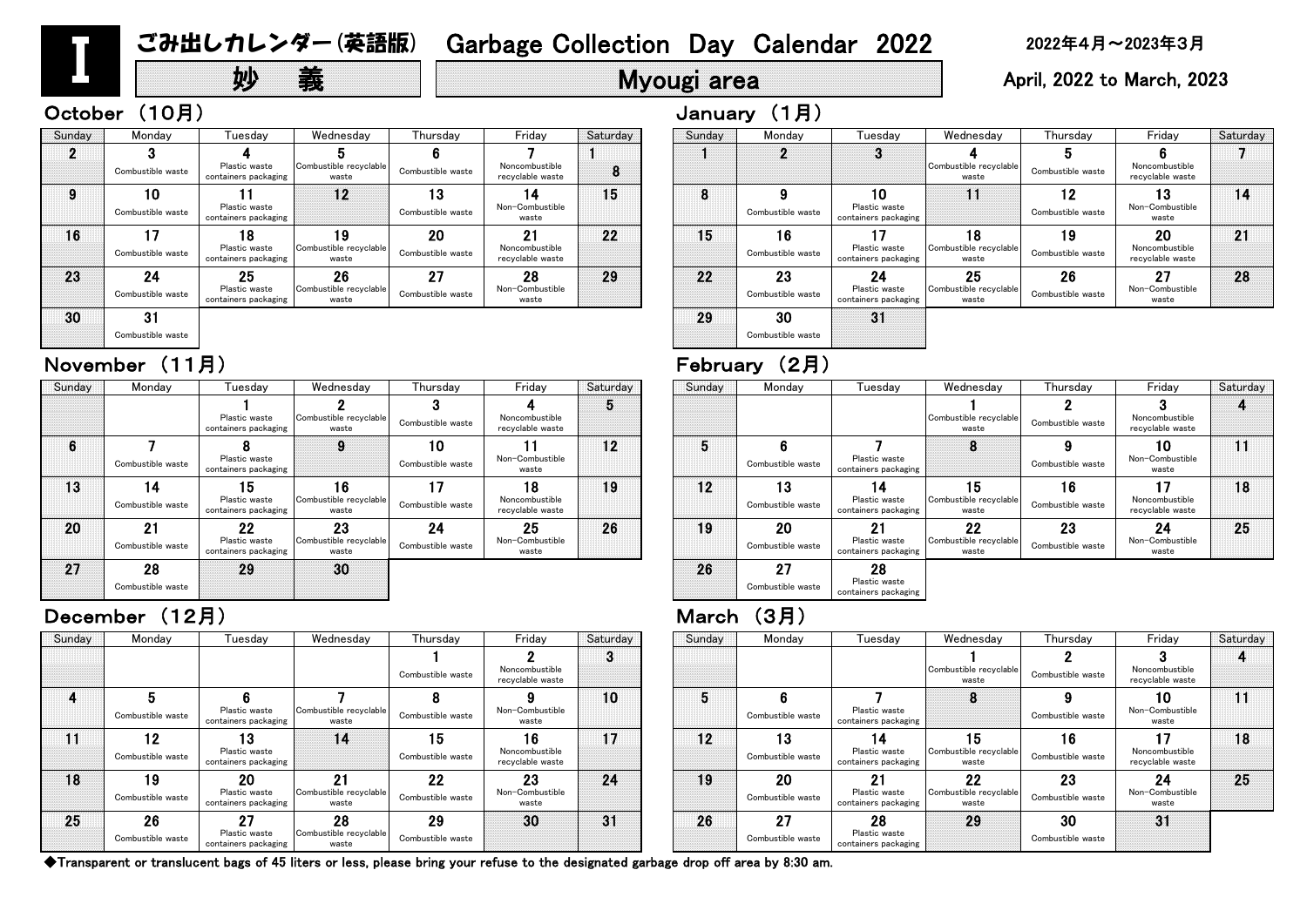# I ごみ出しカレンダー(英語版) Garbage Collection Day Calendar 2022

## 妙　　義　Myougi area

2022年4月～2023年3月

April, 2022 to March, 2023

### October （10月）

| Sunday | Monday | Tuesday | Wednesday | Thursday | Friday | Saturday |
|---|---|---|---|---|---|---|
| 2 | 3 Combustible waste | 4 Plastic waste containers packaging | 5 Combustible recyclable waste | 6 Combustible waste | 7 Noncombustible recyclable waste | 1 8 |
| 9 | 10 Combustible waste | 11 Plastic waste containers packaging | 12 | 13 Combustible waste | 14 Non-Combustible waste | 15 |
| 16 | 17 Combustible waste | 18 Plastic waste containers packaging | 19 Combustible recyclable waste | 20 Combustible waste | 21 Noncombustible recyclable waste | 22 |
| 23 | 24 Combustible waste | 25 Plastic waste containers packaging | 26 Combustible recyclable waste | 27 Combustible waste | 28 Non-Combustible waste | 29 |
| 30 | 31 Combustible waste | | | | | |

### November （11月）

| Sunday | Monday | Tuesday | Wednesday | Thursday | Friday | Saturday |
|---|---|---|---|---|---|---|
| | | 1 Plastic waste containers packaging | 2 Combustible recyclable waste | 3 Combustible waste | 4 Noncombustible recyclable waste | 5 |
| 6 | 7 Combustible waste | 8 Plastic waste containers packaging | 9 | 10 Combustible waste | 11 Non-Combustible waste | 12 |
| 13 | 14 Combustible waste | 15 Plastic waste containers packaging | 16 Combustible recyclable waste | 17 Combustible waste | 18 Noncombustible recyclable waste | 19 |
| 20 | 21 Combustible waste | 22 Plastic waste containers packaging | 23 Combustible recyclable waste | 24 Combustible waste | 25 Non-Combustible waste | 26 |
| 27 | 28 Combustible waste | 29 | 30 | | | |

### December （12月）

| Sunday | Monday | Tuesday | Wednesday | Thursday | Friday | Saturday |
|---|---|---|---|---|---|---|
| | | | | 1 Combustible waste | 2 Noncombustible recyclable waste | 3 |
| 4 | 5 Combustible waste | 6 Plastic waste containers packaging | 7 Combustible recyclable waste | 8 Combustible waste | 9 Non-Combustible waste | 10 |
| 11 | 12 Combustible waste | 13 Plastic waste containers packaging | 14 | 15 Combustible waste | 16 Noncombustible recyclable waste | 17 |
| 18 | 19 Combustible waste | 20 Plastic waste containers packaging | 21 Combustible recyclable waste | 22 Combustible waste | 23 Non-Combustible waste | 24 |
| 25 | 26 Combustible waste | 27 Plastic waste containers packaging | 28 Combustible recyclable waste | 29 Combustible waste | 30 | 31 |

### January （1月）

| Sunday | Monday | Tuesday | Wednesday | Thursday | Friday | Saturday |
|---|---|---|---|---|---|---|
| 1 | 2 | 3 | 4 Combustible recyclable waste | 5 Combustible waste | 6 Noncombustible recyclable waste | 7 |
| 8 | 9 Combustible waste | 10 Plastic waste containers packaging | 11 | 12 Combustible waste | 13 Non-Combustible waste | 14 |
| 15 | 16 Combustible waste | 17 Plastic waste containers packaging | 18 Combustible recyclable waste | 19 Combustible waste | 20 Noncombustible recyclable waste | 21 |
| 22 | 23 Combustible waste | 24 Plastic waste containers packaging | 25 Combustible recyclable waste | 26 Combustible waste | 27 Non-Combustible waste | 28 |
| 29 | 30 Combustible waste | 31 | | | | |

### February （2月）

| Sunday | Monday | Tuesday | Wednesday | Thursday | Friday | Saturday |
|---|---|---|---|---|---|---|
| | | | 1 Combustible recyclable waste | 2 Combustible waste | 3 Noncombustible recyclable waste | 4 |
| 5 | 6 Combustible waste | 7 Plastic waste containers packaging | 8 | 9 Combustible waste | 10 Non-Combustible waste | 11 |
| 12 | 13 Combustible waste | 14 Plastic waste containers packaging | 15 Combustible recyclable waste | 16 Combustible waste | 17 Noncombustible recyclable waste | 18 |
| 19 | 20 Combustible waste | 21 Plastic waste containers packaging | 22 Combustible recyclable waste | 23 Combustible waste | 24 Non-Combustible waste | 25 |
| 26 | 27 Combustible waste | 28 Plastic waste containers packaging | | | | |

### March （3月）

| Sunday | Monday | Tuesday | Wednesday | Thursday | Friday | Saturday |
|---|---|---|---|---|---|---|
| | | | 1 Combustible recyclable waste | 2 Combustible waste | 3 Noncombustible recyclable waste | 4 |
| 5 | 6 Combustible waste | 7 Plastic waste containers packaging | 8 | 9 Combustible waste | 10 Non-Combustible waste | 11 |
| 12 | 13 Combustible waste | 14 Plastic waste containers packaging | 15 Combustible recyclable waste | 16 Combustible waste | 17 Noncombustible recyclable waste | 18 |
| 19 | 20 Combustible waste | 21 Plastic waste containers packaging | 22 Combustible recyclable waste | 23 Combustible waste | 24 Non-Combustible waste | 25 |
| 26 | 27 Combustible waste | 28 Plastic waste containers packaging | 29 | 30 Combustible waste | 31 | |

◆Transparent or translucent bags of 45 liters or less, please bring your refuse to the designated garbage drop off area by 8:30 am.